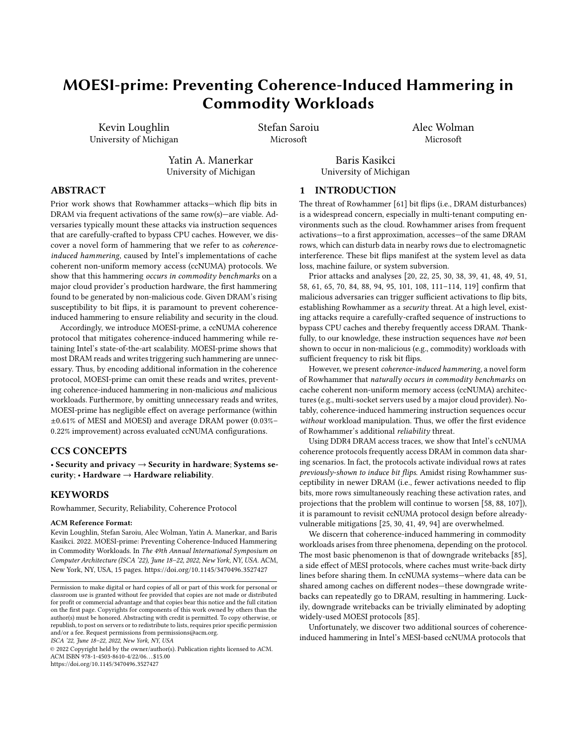# MOESI-prime: Preventing Coherence-Induced Hammering in Commodity Workloads

Kevin Loughlin
University of Michigan

Stefan Saroiu
Microsoft

Alec Wolman
Microsoft

Yatin A. Manerkar
University of Michigan

Baris Kasikci
University of Michigan

## ABSTRACT

Prior work shows that Rowhammer attacks—which flip bits in DRAM via frequent activations of the same row(s)—are viable. Adversaries typically mount these attacks via instruction sequences that are carefully-crafted to bypass CPU caches. However, we discover a novel form of hammering that we refer to as *coherence-induced hammering*, caused by Intel's implementations of cache coherent non-uniform memory access (ccNUMA) protocols. We show that this hammering *occurs in commodity benchmarks* on a major cloud provider's production hardware, the first hammering found to be generated by non-malicious code. Given DRAM's rising susceptibility to bit flips, it is paramount to prevent coherence-induced hammering to ensure reliability and security in the cloud.

Accordingly, we introduce MOESI-prime, a ccNUMA coherence protocol that mitigates coherence-induced hammering while retaining Intel's state-of-the-art scalability. MOESI-prime shows that most DRAM reads and writes triggering such hammering are unnecessary. Thus, by encoding additional information in the coherence protocol, MOESI-prime can omit these reads and writes, preventing coherence-induced hammering in non-malicious *and* malicious workloads. Furthermore, by omitting unnecessary reads and writes, MOESI-prime has negligible effect on average performance (within ±0.61% of MESI and MOESI) and average DRAM power (0.03%–0.22% improvement) across evaluated ccNUMA configurations.

## CCS CONCEPTS

• **Security and privacy** → **Security in hardware**; **Systems security**; • **Hardware** → **Hardware reliability**.

## KEYWORDS

Rowhammer, Security, Reliability, Coherence Protocol

**ACM Reference Format:**
Kevin Loughlin, Stefan Saroiu, Alec Wolman, Yatin A. Manerkar, and Baris Kasikci. 2022. MOESI-prime: Preventing Coherence-Induced Hammering in Commodity Workloads. In *The 49th Annual International Symposium on Computer Architecture (ISCA '22), June 18–22, 2022, New York, NY, USA.* ACM, New York, NY, USA, 15 pages. https://doi.org/10.1145/3470496.3527427

Permission to make digital or hard copies of all or part of this work for personal or classroom use is granted without fee provided that copies are not made or distributed for profit or commercial advantage and that copies bear this notice and the full citation on the first page. Copyrights for components of this work owned by others than the author(s) must be honored. Abstracting with credit is permitted. To copy otherwise, or republish, to post on servers or to redistribute to lists, requires prior specific permission and/or a fee. Request permissions from permissions@acm.org.
*ISCA '22, June 18–22, 2022, New York, NY, USA*
© 2022 Copyright held by the owner/author(s). Publication rights licensed to ACM.
ACM ISBN 978-1-4503-8610-4/22/06…$15.00
https://doi.org/10.1145/3470496.3527427

## 1 INTRODUCTION

The threat of Rowhammer [61] bit flips (i.e., DRAM disturbances) is a widespread concern, especially in multi-tenant computing environments such as the cloud. Rowhammer arises from frequent activations—to a first approximation, accesses—of the same DRAM rows, which can disturb data in nearby rows due to electromagnetic interference. These bit flips manifest at the system level as data loss, machine failure, or system subversion.

Prior attacks and analyses [20, 22, 25, 30, 38, 39, 41, 48, 49, 51, 58, 61, 65, 70, 84, 88, 94, 95, 101, 108, 111–114, 119] confirm that malicious adversaries can trigger sufficient activations to flip bits, establishing Rowhammer as a *security* threat. At a high level, existing attacks require a carefully-crafted sequence of instructions to bypass CPU caches and thereby frequently access DRAM. Thankfully, to our knowledge, these instruction sequences have *not* been shown to occur in non-malicious (e.g., commodity) workloads with sufficient frequency to risk bit flips.

However, we present *coherence-induced hammering*, a novel form of Rowhammer that *naturally occurs in commodity benchmarks* on cache coherent non-uniform memory access (ccNUMA) architectures (e.g., multi-socket servers used by a major cloud provider). Notably, coherence-induced hammering instruction sequences occur *without* workload manipulation. Thus, we offer the first evidence of Rowhammer's additional *reliability* threat.

Using DDR4 DRAM access traces, we show that Intel's ccNUMA coherence protocols frequently access DRAM in common data sharing scenarios. In fact, the protocols activate individual rows at rates *previously-shown to induce bit flips*. Amidst rising Rowhammer susceptibility in newer DRAM (i.e., fewer activations needed to flip bits, more rows simultaneously reaching these activation rates, and projections that the problem will continue to worsen [58, 88, 107]), it is paramount to revisit ccNUMA protocol design before already-vulnerable mitigations [25, 30, 41, 49, 94] are overwhelmed.

We discern that coherence-induced hammering in commodity workloads arises from three phenomena, depending on the protocol. The most basic phenomenon is that of downgrade writebacks [85], a side effect of MESI protocols, where caches must write-back dirty lines before sharing them. In ccNUMA systems—where data can be shared among caches on different nodes—these downgrade writebacks can repeatedly go to DRAM, resulting in hammering. Luckily, downgrade writebacks can be trivially eliminated by adopting widely-used MOESI protocols [85].

Unfortunately, we discover two additional sources of coherence-induced hammering in Intel's MESI-based ccNUMA protocols that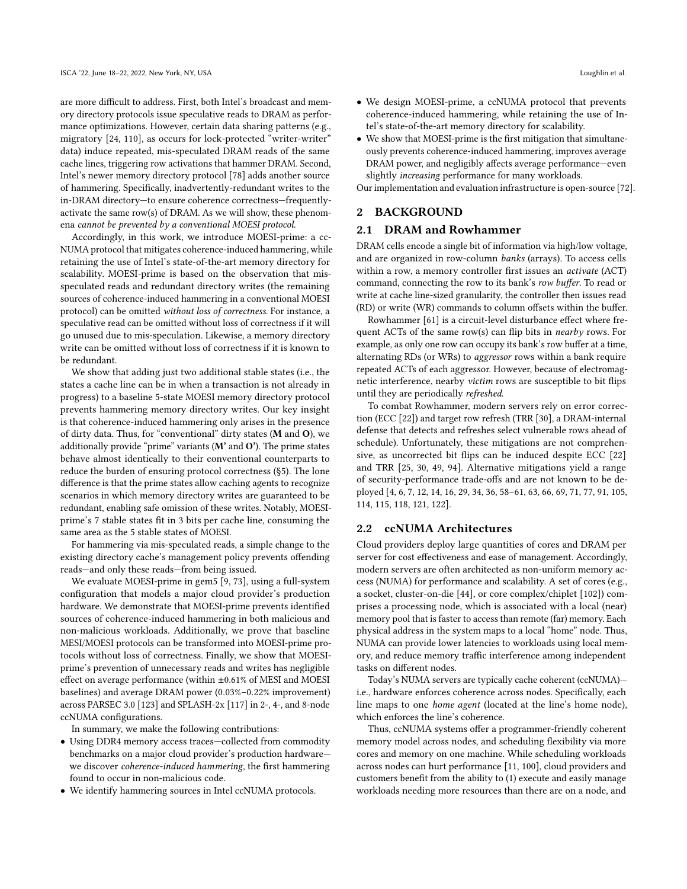are more difficult to address. First, both Intel's broadcast and memory directory protocols issue speculative reads to DRAM as performance optimizations. However, certain data sharing patterns (e.g., migratory [24, 110], as occurs for lock-protected "writer-writer" data) induce repeated, mis-speculated DRAM reads of the same cache lines, triggering row activations that hammer DRAM. Second, Intel's newer memory directory protocol [78] adds another source of hammering. Specifically, inadvertently-redundant writes to the in-DRAM directory—to ensure coherence correctness—frequently-activate the same row(s) of DRAM. As we will show, these phenomena *cannot be prevented by a conventional MOESI protocol.*

Accordingly, in this work, we introduce MOESI-prime: a ccNUMA protocol that mitigates coherence-induced hammering, while retaining the use of Intel's state-of-the-art memory directory for scalability. MOESI-prime is based on the observation that mis-speculated reads and redundant directory writes (the remaining sources of coherence-induced hammering in a conventional MOESI protocol) can be omitted *without loss of correctness.* For instance, a speculative read can be omitted without loss of correctness if it will go unused due to mis-speculation. Likewise, a memory directory write can be omitted without loss of correctness if it is known to be redundant.

We show that adding just two additional stable states (i.e., the states a cache line can be in when a transaction is not already in progress) to a baseline 5-state MOESI memory directory protocol prevents hammering memory directory writes. Our key insight is that coherence-induced hammering only arises in the presence of dirty data. Thus, for "conventional" dirty states (**M** and **O**), we additionally provide "prime" variants (**M'** and **O'**). The prime states behave almost identically to their conventional counterparts to reduce the burden of ensuring protocol correctness (§5). The lone difference is that the prime states allow caching agents to recognize scenarios in which memory directory writes are guaranteed to be redundant, enabling safe omission of these writes. Notably, MOESI-prime's 7 stable states fit in 3 bits per cache line, consuming the same area as the 5 stable states of MOESI.

For hammering via mis-speculated reads, a simple change to the existing directory cache's management policy prevents offending reads—and only these reads—from being issued.

We evaluate MOESI-prime in gem5 [9, 73], using a full-system configuration that models a major cloud provider's production hardware. We demonstrate that MOESI-prime prevents identified sources of coherence-induced hammering in both malicious and non-malicious workloads. Additionally, we prove that baseline MESI/MOESI protocols can be transformed into MOESI-prime protocols without loss of correctness. Finally, we show that MOESI-prime's prevention of unnecessary reads and writes has negligible effect on average performance (within ±0.61% of MESI and MOESI baselines) and average DRAM power (0.03%–0.22% improvement) across PARSEC 3.0 [123] and SPLASH-2x [117] in 2-, 4-, and 8-node ccNUMA configurations.

In summary, we make the following contributions:

- Using DDR4 memory access traces—collected from commodity benchmarks on a major cloud provider's production hardware—we discover *coherence-induced hammering*, the first hammering found to occur in non-malicious code.
- We identify hammering sources in Intel ccNUMA protocols.
- We design MOESI-prime, a ccNUMA protocol that prevents coherence-induced hammering, while retaining the use of Intel's state-of-the-art memory directory for scalability.
- We show that MOESI-prime is the first mitigation that simultaneously prevents coherence-induced hammering, improves average DRAM power, and negligibly affects average performance—even slightly *increasing* performance for many workloads.

Our implementation and evaluation infrastructure is open-source [72].

## 2 BACKGROUND

### 2.1 DRAM and Rowhammer

DRAM cells encode a single bit of information via high/low voltage, and are organized in row-column *banks* (arrays). To access cells within a row, a memory controller first issues an *activate* (ACT) command, connecting the row to its bank's *row buffer*. To read or write at cache line-sized granularity, the controller then issues read (RD) or write (WR) commands to column offsets within the buffer.

Rowhammer [61] is a circuit-level disturbance effect where frequent ACTs of the same row(s) can flip bits in *nearby* rows. For example, as only one row can occupy its bank's row buffer at a time, alternating RDs (or WRs) to *aggressor* rows within a bank require repeated ACTs of each aggressor. However, because of electromagnetic interference, nearby *victim* rows are susceptible to bit flips until they are periodically *refreshed*.

To combat Rowhammer, modern servers rely on error correction (ECC [22]) and target row refresh (TRR [30], a DRAM-internal defense that detects and refreshes select vulnerable rows ahead of schedule). Unfortunately, these mitigations are not comprehensive, as uncorrected bit flips can be induced despite ECC [22] and TRR [25, 30, 49, 94]. Alternative mitigations yield a range of security-performance trade-offs and are not known to be deployed [4, 6, 7, 12, 14, 16, 29, 34, 36, 58–61, 63, 66, 69, 71, 77, 91, 105, 114, 115, 118, 121, 122].

### 2.2 ccNUMA Architectures

Cloud providers deploy large quantities of cores and DRAM per server for cost effectiveness and ease of management. Accordingly, modern servers are often architected as non-uniform memory access (NUMA) for performance and scalability. A set of cores (e.g., a socket, cluster-on-die [44], or core complex/chiplet [102]) comprises a processing node, which is associated with a local (near) memory pool that is faster to access than remote (far) memory. Each physical address in the system maps to a local "home" node. Thus, NUMA can provide lower latencies to workloads using local memory, and reduce memory traffic interference among independent tasks on different nodes.

Today's NUMA servers are typically cache coherent (ccNUMA)—i.e., hardware enforces coherence across nodes. Specifically, each line maps to one *home agent* (located at the line's home node), which enforces the line's coherence.

Thus, ccNUMA systems offer a programmer-friendly coherent memory model across nodes, and scheduling flexibility via more cores and memory on one machine. While scheduling workloads across nodes can hurt performance [11, 100], cloud providers and customers benefit from the ability to (1) execute and easily manage workloads needing more resources than there are on a node, and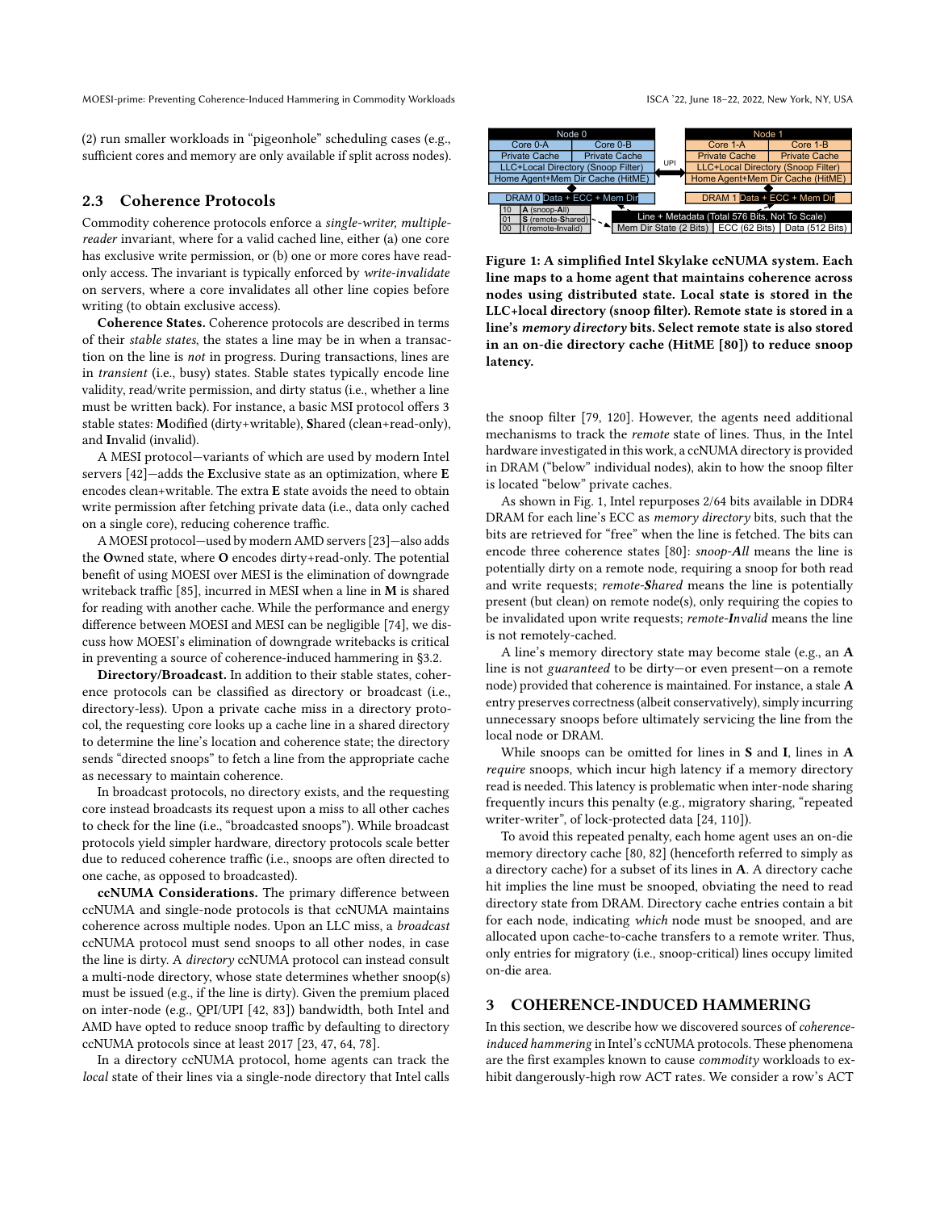(2) run smaller workloads in "pigeonhole" scheduling cases (e.g., sufficient cores and memory are only available if split across nodes).

## 2.3 Coherence Protocols

Commodity coherence protocols enforce a *single-writer, multiple-reader* invariant, where for a valid cached line, either (a) one core has exclusive write permission, or (b) one or more cores have read-only access. The invariant is typically enforced by *write-invalidate* on servers, where a core invalidates all other line copies before writing (to obtain exclusive access).

**Coherence States.** Coherence protocols are described in terms of their *stable states*, the states a line may be in when a transaction on the line is *not* in progress. During transactions, lines are in *transient* (i.e., busy) states. Stable states typically encode line validity, read/write permission, and dirty status (i.e., whether a line must be written back). For instance, a basic MSI protocol offers 3 stable states: **M**odified (dirty+writable), **S**hared (clean+read-only), and **I**nvalid (invalid).

A MESI protocol—variants of which are used by modern Intel servers [42]—adds the **E**xclusive state as an optimization, where **E** encodes clean+writable. The extra **E** state avoids the need to obtain write permission after fetching private data (i.e., data only cached on a single core), reducing coherence traffic.

A MOESI protocol—used by modern AMD servers [23]—also adds the **O**wned state, where **O** encodes dirty+read-only. The potential benefit of using MOESI over MESI is the elimination of downgrade writeback traffic [85], incurred in MESI when a line in **M** is shared for reading with another cache. While the performance and energy difference between MOESI and MESI can be negligible [74], we discuss how MOESI's elimination of downgrade writebacks is critical in preventing a source of coherence-induced hammering in §3.2.

**Directory/Broadcast.** In addition to their stable states, coherence protocols can be classified as directory or broadcast (i.e., directory-less). Upon a private cache miss in a directory protocol, the requesting core looks up a cache line in a shared directory to determine the line's location and coherence state; the directory sends "directed snoops" to fetch a line from the appropriate cache as necessary to maintain coherence.

In broadcast protocols, no directory exists, and the requesting core instead broadcasts its request upon a miss to all other caches to check for the line (i.e., "broadcasted snoops"). While broadcast protocols yield simpler hardware, directory protocols scale better due to reduced coherence traffic (i.e., snoops are often directed to one cache, as opposed to broadcasted).

**ccNUMA Considerations.** The primary difference between ccNUMA and single-node protocols is that ccNUMA maintains coherence across multiple nodes. Upon an LLC miss, a *broadcast* ccNUMA protocol must send snoops to all other nodes, in case the line is dirty. A *directory* ccNUMA protocol can instead consult a multi-node directory, whose state determines whether snoop(s) must be issued (e.g., if the line is dirty). Given the premium placed on inter-node (e.g., QPI/UPI [42, 83]) bandwidth, both Intel and AMD have opted to reduce snoop traffic by defaulting to directory ccNUMA protocols since at least 2017 [23, 47, 64, 78].

In a directory ccNUMA protocol, home agents can track the *local* state of their lines via a single-node directory that Intel calls

Figure 1: A simplified Intel Skylake ccNUMA system. Each line maps to a home agent that maintains coherence across nodes using distributed state. Local state is stored in the LLC+local directory (snoop filter). Remote state is stored in a line's *memory directory* bits. Select remote state is also stored in an on-die directory cache (HitME [80]) to reduce snoop latency.

the snoop filter [79, 120]. However, the agents need additional mechanisms to track the *remote* state of lines. Thus, in the Intel hardware investigated in this work, a ccNUMA directory is provided in DRAM ("below" individual nodes), akin to how the snoop filter is located "below" private caches.

As shown in Fig. 1, Intel repurposes 2/64 bits available in DDR4 DRAM for each line's ECC as *memory directory* bits, such that the bits are retrieved for "free" when the line is fetched. The bits can encode three coherence states [80]: *snoop-**A**ll* means the line is potentially dirty on a remote node, requiring a snoop for both read and write requests; *remote-**S**hared* means the line is potentially present (but clean) on remote node(s), only requiring the copies to be invalidated upon write requests; *remote-**I**nvalid* means the line is not remotely-cached.

A line's memory directory state may become stale (e.g., an **A** line is not *guaranteed* to be dirty—or even present—on a remote node) provided that coherence is maintained. For instance, a stale **A** entry preserves correctness (albeit conservatively), simply incurring unnecessary snoops before ultimately servicing the line from the local node or DRAM.

While snoops can be omitted for lines in **S** and **I**, lines in **A** *require* snoops, which incur high latency if a memory directory read is needed. This latency is problematic when inter-node sharing frequently incurs this penalty (e.g., migratory sharing, "repeated writer-writer", of lock-protected data [24, 110]).

To avoid this repeated penalty, each home agent uses an on-die memory directory cache [80, 82] (henceforth referred to simply as a directory cache) for a subset of its lines in **A**. A directory cache hit implies the line must be snooped, obviating the need to read directory state from DRAM. Directory cache entries contain a bit for each node, indicating *which* node must be snooped, and are allocated upon cache-to-cache transfers to a remote writer. Thus, only entries for migratory (i.e., snoop-critical) lines occupy limited on-die area.

# 3 COHERENCE-INDUCED HAMMERING

In this section, we describe how we discovered sources of *coherence-induced hammering* in Intel's ccNUMA protocols. These phenomena are the first examples known to cause *commodity* workloads to exhibit dangerously-high row ACT rates. We consider a row's ACT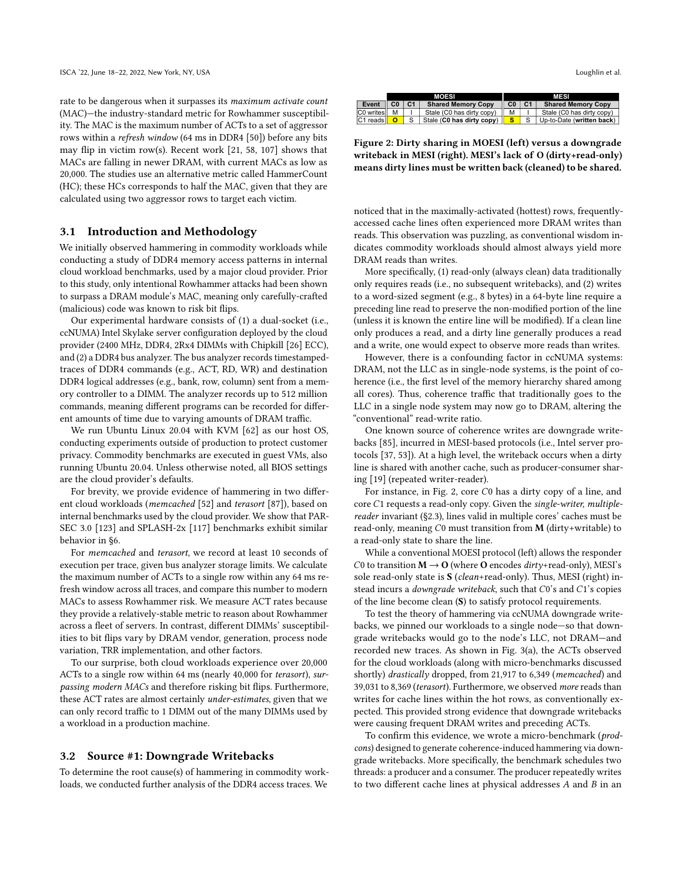rate to be dangerous when it surpasses its *maximum activate count* (MAC)—the industry-standard metric for Rowhammer susceptibility. The MAC is the maximum number of ACTs to a set of aggressor rows within a *refresh window* (64 ms in DDR4 [50]) before any bits may flip in victim row(s). Recent work [21, 58, 107] shows that MACs are falling in newer DRAM, with current MACs as low as 20,000. The studies use an alternative metric called HammerCount (HC); these HCs corresponds to half the MAC, given that they are calculated using two aggressor rows to target each victim.

### 3.1 Introduction and Methodology

We initially observed hammering in commodity workloads while conducting a study of DDR4 memory access patterns in internal cloud workload benchmarks, used by a major cloud provider. Prior to this study, only intentional Rowhammer attacks had been shown to surpass a DRAM module's MAC, meaning only carefully-crafted (malicious) code was known to risk bit flips.

Our experimental hardware consists of (1) a dual-socket (i.e., ccNUMA) Intel Skylake server configuration deployed by the cloud provider (2400 MHz, DDR4, 2Rx4 DIMMs with Chipkill [26] ECC), and (2) a DDR4 bus analyzer. The bus analyzer records timestamped-traces of DDR4 commands (e.g., ACT, RD, WR) and destination DDR4 logical addresses (e.g., bank, row, column) sent from a memory controller to a DIMM. The analyzer records up to 512 million commands, meaning different programs can be recorded for different amounts of time due to varying amounts of DRAM traffic.

We run Ubuntu Linux 20.04 with KVM [62] as our host OS, conducting experiments outside of production to protect customer privacy. Commodity benchmarks are executed in guest VMs, also running Ubuntu 20.04. Unless otherwise noted, all BIOS settings are the cloud provider's defaults.

For brevity, we provide evidence of hammering in two different cloud workloads (*memcached* [52] and *terasort* [87]), based on internal benchmarks used by the cloud provider. We show that PARSEC 3.0 [123] and SPLASH-2x [117] benchmarks exhibit similar behavior in §6.

For *memcached* and *terasort*, we record at least 10 seconds of execution per trace, given bus analyzer storage limits. We calculate the maximum number of ACTs to a single row within any 64 ms refresh window across all traces, and compare this number to modern MACs to assess Rowhammer risk. We measure ACT rates because they provide a relatively-stable metric to reason about Rowhammer across a fleet of servers. In contrast, different DIMMs' susceptibilities to bit flips vary by DRAM vendor, generation, process node variation, TRR implementation, and other factors.

To our surprise, both cloud workloads experience over 20,000 ACTs to a single row within 64 ms (nearly 40,000 for *terasort*), *surpassing modern MACs* and therefore risking bit flips. Furthermore, these ACT rates are almost certainly *under-estimates*, given that we can only record traffic to 1 DIMM out of the many DIMMs used by a workload in a production machine.

### 3.2 Source #1: Downgrade Writebacks

To determine the root cause(s) of hammering in commodity workloads, we conducted further analysis of the DDR4 access traces. We noticed that in the maximally-activated (hottest) rows, frequently-accessed cache lines often experienced more DRAM writes than reads. This observation was puzzling, as conventional wisdom indicates commodity workloads should almost always yield more DRAM reads than writes.

| | MOESI | | | MESI | | |
|---|---|---|---|---|---|---|
| **Event** | **C0** | **C1** | **Shared Memory Copy** | **C0** | **C1** | **Shared Memory Copy** |
| C0 writes | M | I | Stale (C0 has dirty copy) | M | I | Stale (C0 has dirty copy) |
| C1 reads | **O** | S | Stale (**C0 has dirty copy**) | **S** | S | Up-to-Date (**written back**) |

**Figure 2: Dirty sharing in MOESI (left) versus a downgrade writeback in MESI (right). MESI's lack of O (dirty+read-only) means dirty lines must be written back (cleaned) to be shared.**

More specifically, (1) read-only (always clean) data traditionally only requires reads (i.e., no subsequent writebacks), and (2) writes to a word-sized segment (e.g., 8 bytes) in a 64-byte line require a preceding line read to preserve the non-modified portion of the line (unless it is known the entire line will be modified). If a clean line only produces a read, and a dirty line generally produces a read and a write, one would expect to observe more reads than writes.

However, there is a confounding factor in ccNUMA systems: DRAM, not the LLC as in single-node systems, is the point of coherence (i.e., the first level of the memory hierarchy shared among all cores). Thus, coherence traffic that traditionally goes to the LLC in a single node system may now go to DRAM, altering the "conventional" read-write ratio.

One known source of coherence writes are downgrade writebacks [85], incurred in MESI-based protocols (i.e., Intel server protocols [37, 53]). At a high level, the writeback occurs when a dirty line is shared with another cache, such as producer-consumer sharing [19] (repeated writer-reader).

For instance, in Fig. 2, core $C0$ has a dirty copy of a line, and core $C1$ requests a read-only copy. Given the *single-writer, multiple-reader* invariant (§2.3), lines valid in multiple cores' caches must be read-only, meaning $C0$ must transition from **M** (dirty+writable) to a read-only state to share the line.

While a conventional MOESI protocol (left) allows the responder $C0$ to transition **M** → **O** (where **O** encodes *dirty*+read-only), MESI's sole read-only state is **S** (*clean*+read-only). Thus, MESI (right) instead incurs a *downgrade writeback*, such that $C0$'s and $C1$'s copies of the line become clean (**S**) to satisfy protocol requirements.

To test the theory of hammering via ccNUMA downgrade writebacks, we pinned our workloads to a single node—so that downgrade writebacks would go to the node's LLC, not DRAM—and recorded new traces. As shown in Fig. 3(a), the ACTs observed for the cloud workloads (along with micro-benchmarks discussed shortly) *drastically* dropped, from 21,917 to 6,349 (*memcached*) and 39,031 to 8,369 (*terasort*). Furthermore, we observed *more* reads than writes for cache lines within the hot rows, as conventionally expected. This provided strong evidence that downgrade writebacks were causing frequent DRAM writes and preceding ACTs.

To confirm this evidence, we wrote a micro-benchmark (*prodcons*) designed to generate coherence-induced hammering via downgrade writebacks. More specifically, the benchmark schedules two threads: a producer and a consumer. The producer repeatedly writes to two different cache lines at physical addresses $A$ and $B$ in an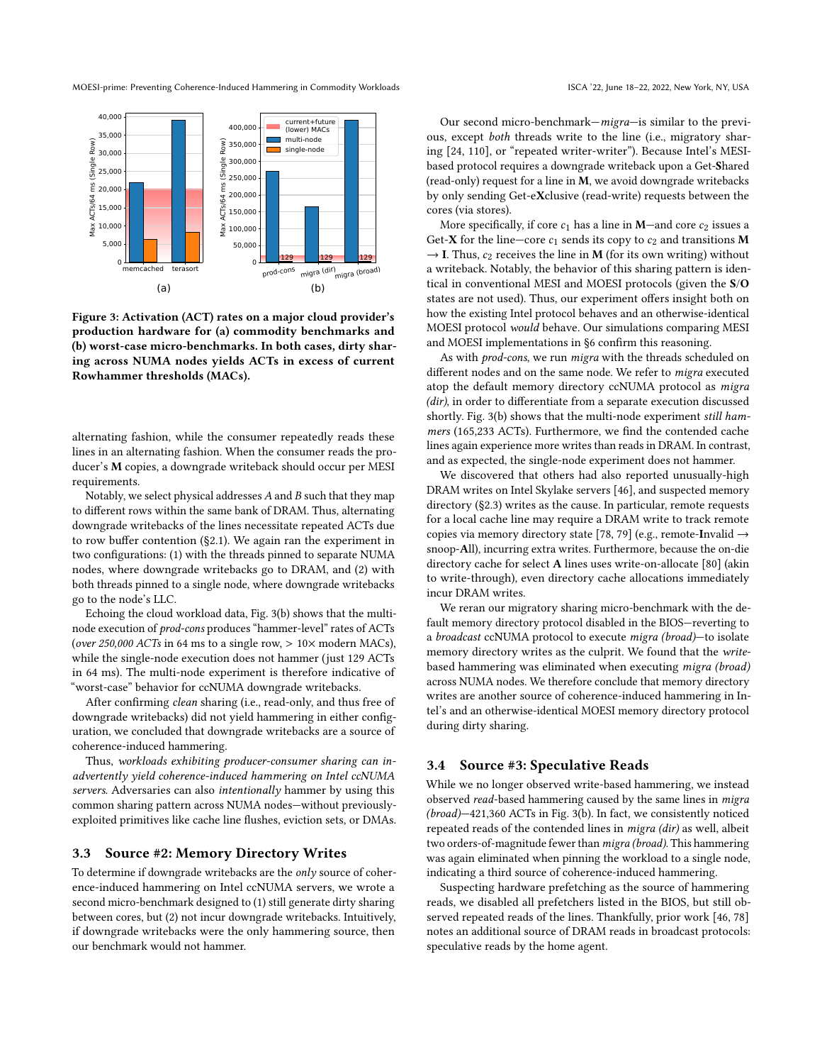Figure 3: Activation (ACT) rates on a major cloud provider's production hardware for (a) commodity benchmarks and (b) worst-case micro-benchmarks. In both cases, dirty sharing across NUMA nodes yields ACTs in excess of current Rowhammer thresholds (MACs).

alternating fashion, while the consumer repeatedly reads these lines in an alternating fashion. When the consumer reads the producer's **M** copies, a downgrade writeback should occur per MESI requirements.

Notably, we select physical addresses $A$ and $B$ such that they map to different rows within the same bank of DRAM. Thus, alternating downgrade writebacks of the lines necessitate repeated ACTs due to row buffer contention (§2.1). We again ran the experiment in two configurations: (1) with the threads pinned to separate NUMA nodes, where downgrade writebacks go to DRAM, and (2) with both threads pinned to a single node, where downgrade writebacks go to the node's LLC.

Echoing the cloud workload data, Fig. 3(b) shows that the multi-node execution of *prod-cons* produces "hammer-level" rates of ACTs (*over 250,000 ACTs* in 64 ms to a single row, > 10× modern MACs), while the single-node execution does not hammer (just 129 ACTs in 64 ms). The multi-node experiment is therefore indicative of "worst-case" behavior for ccNUMA downgrade writebacks.

After confirming *clean* sharing (i.e., read-only, and thus free of downgrade writebacks) did not yield hammering in either configuration, we concluded that downgrade writebacks are a source of coherence-induced hammering.

Thus, *workloads exhibiting producer-consumer sharing can inadvertently yield coherence-induced hammering on Intel ccNUMA servers.* Adversaries can also *intentionally* hammer by using this common sharing pattern across NUMA nodes—without previously-exploited primitives like cache line flushes, eviction sets, or DMAs.

### 3.3 Source #2: Memory Directory Writes

To determine if downgrade writebacks are the *only* source of coherence-induced hammering on Intel ccNUMA servers, we wrote a second micro-benchmark designed to (1) still generate dirty sharing between cores, but (2) not incur downgrade writebacks. Intuitively, if downgrade writebacks were the only hammering source, then our benchmark would not hammer.

Our second micro-benchmark—*migra*—is similar to the previous, except *both* threads write to the line (i.e., migratory sharing [24, 110], or "repeated writer-writer"). Because Intel's MESI-based protocol requires a downgrade writeback upon a Get-**S**hared (read-only) request for a line in **M**, we avoid downgrade writebacks by only sending Get-e**X**clusive (read-write) requests between the cores (via stores).

More specifically, if core $c_1$ has a line in **M**—and core $c_2$ issues a Get-**X** for the line—core $c_1$ sends its copy to $c_2$ and transitions **M** → **I**. Thus, $c_2$ receives the line in **M** (for its own writing) without a writeback. Notably, the behavior of this sharing pattern is identical in conventional MESI and MOESI protocols (given the **S**/**O** states are not used). Thus, our experiment offers insight both on how the existing Intel protocol behaves and an otherwise-identical MOESI protocol *would* behave. Our simulations comparing MESI and MOESI implementations in §6 confirm this reasoning.

As with *prod-cons*, we run *migra* with the threads scheduled on different nodes and on the same node. We refer to *migra* executed atop the default memory directory ccNUMA protocol as *migra (dir)*, in order to differentiate from a separate execution discussed shortly. Fig. 3(b) shows that the multi-node experiment *still hammers* (165,233 ACTs). Furthermore, we find the contended cache lines again experience more writes than reads in DRAM. In contrast, and as expected, the single-node experiment does not hammer.

We discovered that others had also reported unusually-high DRAM writes on Intel Skylake servers [46], and suspected memory directory (§2.3) writes as the cause. In particular, remote requests for a local cache line may require a DRAM write to track remote copies via memory directory state [78, 79] (e.g., remote-**I**nvalid → snoop-**A**ll), incurring extra writes. Furthermore, because the on-die directory cache for select **A** lines uses write-on-allocate [80] (akin to write-through), even directory cache allocations immediately incur DRAM writes.

We reran our migratory sharing micro-benchmark with the default memory directory protocol disabled in the BIOS—reverting to a *broadcast* ccNUMA protocol to execute *migra (broad)*—to isolate memory directory writes as the culprit. We found that the *write*-based hammering was eliminated when executing *migra (broad)* across NUMA nodes. We therefore conclude that memory directory writes are another source of coherence-induced hammering in Intel's and an otherwise-identical MOESI memory directory protocol during dirty sharing.

### 3.4 Source #3: Speculative Reads

While we no longer observed write-based hammering, we instead observed *read*-based hammering caused by the same lines in *migra (broad)*—421,360 ACTs in Fig. 3(b). In fact, we consistently noticed repeated reads of the contended lines in *migra (dir)* as well, albeit two orders-of-magnitude fewer than *migra (broad)*. This hammering was again eliminated when pinning the workload to a single node, indicating a third source of coherence-induced hammering.

Suspecting hardware prefetching as the source of hammering reads, we disabled all prefetchers listed in the BIOS, but still observed repeated reads of the lines. Thankfully, prior work [46, 78] notes an additional source of DRAM reads in broadcast protocols: speculative reads by the home agent.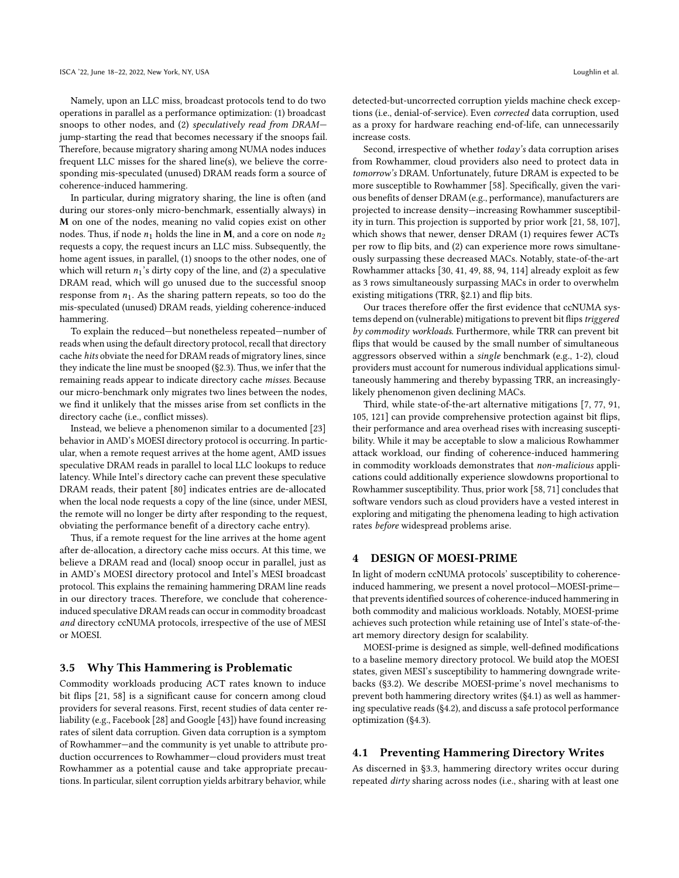Namely, upon an LLC miss, broadcast protocols tend to do two operations in parallel as a performance optimization: (1) broadcast snoops to other nodes, and (2) *speculatively read from DRAM*—jump-starting the read that becomes necessary if the snoops fail. Therefore, because migratory sharing among NUMA nodes induces frequent LLC misses for the shared line(s), we believe the corresponding mis-speculated (unused) DRAM reads form a source of coherence-induced hammering.

In particular, during migratory sharing, the line is often (and during our stores-only micro-benchmark, essentially always) in **M** on one of the nodes, meaning no valid copies exist on other nodes. Thus, if node $n_1$ holds the line in **M**, and a core on node $n_2$ requests a copy, the request incurs an LLC miss. Subsequently, the home agent issues, in parallel, (1) snoops to the other nodes, one of which will return $n_1$'s dirty copy of the line, and (2) a speculative DRAM read, which will go unused due to the successful snoop response from $n_1$. As the sharing pattern repeats, so too do the mis-speculated (unused) DRAM reads, yielding coherence-induced hammering.

To explain the reduced—but nonetheless repeated—number of reads when using the default directory protocol, recall that directory cache *hits* obviate the need for DRAM reads of migratory lines, since they indicate the line must be snooped (§2.3). Thus, we infer that the remaining reads appear to indicate directory cache *misses*. Because our micro-benchmark only migrates two lines between the nodes, we find it unlikely that the misses arise from set conflicts in the directory cache (i.e., conflict misses).

Instead, we believe a phenomenon similar to a documented [23] behavior in AMD's MOESI directory protocol is occurring. In particular, when a remote request arrives at the home agent, AMD issues speculative DRAM reads in parallel to local LLC lookups to reduce latency. While Intel's directory cache can prevent these speculative DRAM reads, their patent [80] indicates entries are de-allocated when the local node requests a copy of the line (since, under MESI, the remote will no longer be dirty after responding to the request, obviating the performance benefit of a directory cache entry).

Thus, if a remote request for the line arrives at the home agent after de-allocation, a directory cache miss occurs. At this time, we believe a DRAM read and (local) snoop occur in parallel, just as in AMD's MOESI directory protocol and Intel's MESI broadcast protocol. This explains the remaining hammering DRAM line reads in our directory traces. Therefore, we conclude that coherence-induced speculative DRAM reads can occur in commodity broadcast *and* directory ccNUMA protocols, irrespective of the use of MESI or MOESI.

### 3.5 Why This Hammering is Problematic

Commodity workloads producing ACT rates known to induce bit flips [21, 58] is a significant cause for concern among cloud providers for several reasons. First, recent studies of data center reliability (e.g., Facebook [28] and Google [43]) have found increasing rates of silent data corruption. Given data corruption is a symptom of Rowhammer—and the community is yet unable to attribute production occurrences to Rowhammer—cloud providers must treat Rowhammer as a potential cause and take appropriate precautions. In particular, silent corruption yields arbitrary behavior, while detected-but-uncorrected corruption yields machine check exceptions (i.e., denial-of-service). Even *corrected* data corruption, used as a proxy for hardware reaching end-of-life, can unnecessarily increase costs.

Second, irrespective of whether *today's* data corruption arises from Rowhammer, cloud providers also need to protect data in *tomorrow's* DRAM. Unfortunately, future DRAM is expected to be more susceptible to Rowhammer [58]. Specifically, given the various benefits of denser DRAM (e.g., performance), manufacturers are projected to increase density—increasing Rowhammer susceptibility in turn. This projection is supported by prior work [21, 58, 107], which shows that newer, denser DRAM (1) requires fewer ACTs per row to flip bits, and (2) can experience more rows simultaneously surpassing these decreased MACs. Notably, state-of-the-art Rowhammer attacks [30, 41, 49, 88, 94, 114] already exploit as few as 3 rows simultaneously surpassing MACs in order to overwhelm existing mitigations (TRR, §2.1) and flip bits.

Our traces therefore offer the first evidence that ccNUMA systems depend on (vulnerable) mitigations to prevent bit flips *triggered by commodity workloads*. Furthermore, while TRR can prevent bit flips that would be caused by the small number of simultaneous aggressors observed within a *single* benchmark (e.g., 1-2), cloud providers must account for numerous individual applications simultaneously hammering and thereby bypassing TRR, an increasingly-likely phenomenon given declining MACs.

Third, while state-of-the-art alternative mitigations [7, 77, 91, 105, 121] can provide comprehensive protection against bit flips, their performance and area overhead rises with increasing susceptibility. While it may be acceptable to slow a malicious Rowhammer attack workload, our finding of coherence-induced hammering in commodity workloads demonstrates that *non-malicious* applications could additionally experience slowdowns proportional to Rowhammer susceptibility. Thus, prior work [58, 71] concludes that software vendors such as cloud providers have a vested interest in exploring and mitigating the phenomena leading to high activation rates *before* widespread problems arise.

## 4 DESIGN OF MOESI-PRIME

In light of modern ccNUMA protocols' susceptibility to coherence-induced hammering, we present a novel protocol—MOESI-prime—that prevents identified sources of coherence-induced hammering in both commodity and malicious workloads. Notably, MOESI-prime achieves such protection while retaining use of Intel's state-of-the-art memory directory design for scalability.

MOESI-prime is designed as simple, well-defined modifications to a baseline memory directory protocol. We build atop the MOESI states, given MESI's susceptibility to hammering downgrade writebacks (§3.2). We describe MOESI-prime's novel mechanisms to prevent both hammering directory writes (§4.1) as well as hammering speculative reads (§4.2), and discuss a safe protocol performance optimization (§4.3).

### 4.1 Preventing Hammering Directory Writes

As discerned in §3.3, hammering directory writes occur during repeated *dirty* sharing across nodes (i.e., sharing with at least one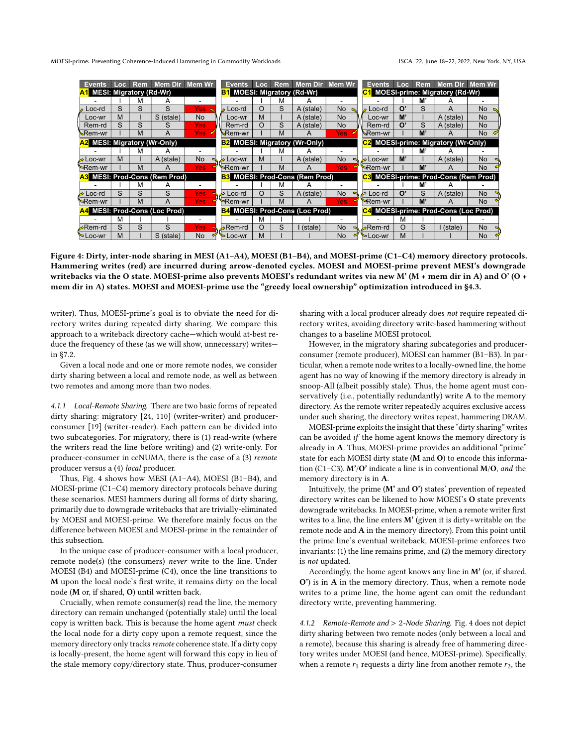| Events | Loc | Rem | Mem Dir | Mem Wr |
|---|---|---|---|---|
| **A1 MESI: Migratory (Rd-Wr)** | | | | |
| - | I | M | A | - |
| Loc-rd | S | S | S | Yes |
| Loc-wr | M | I | S (stale) | No |
| Rem-rd | S | S | S | Yes |
| Rem-wr | I | M | A | Yes |
| **A2 MESI: Migratory (Wr-Only)** | | | | |
| - | I | M | A | - |
| Loc-wr | M | I | A (stale) | No |
| Rem-wr | I | M | A | Yes |
| **A3 MESI: Prod-Cons (Rem Prod)** | | | | |
| - | I | M | A | - |
| Loc-rd | S | S | S | Yes |
| Rem-wr | I | M | A | Yes |
| **A4 MESI: Prod-Cons (Loc Prod)** | | | | |
| - | M | I | I | - |
| Rem-rd | S | S | S | Yes |
| Loc-wr | M | I | S (stale) | No |

| Events | Loc | Rem | Mem Dir | Mem Wr |
|---|---|---|---|---|
| **B1 MOESI: Migratory (Rd-Wr)** | | | | |
| - | I | M | A | - |
| Loc-rd | O | S | A (stale) | No |
| Loc-wr | M | I | A (stale) | No |
| Rem-rd | O | S | A (stale) | No |
| Rem-wr | I | M | A | Yes |
| **B2 MOESI: Migratory (Wr-Only)** | | | | |
| - | I | M | A | - |
| Loc-wr | M | I | A (stale) | No |
| Rem-wr | I | M | A | Yes |
| **B3 MOESI: Prod-Cons (Rem Prod)** | | | | |
| - | I | M | A | - |
| Loc-rd | O | S | A (stale) | No |
| Rem-wr | I | M | A | Yes |
| **B4 MOESI: Prod-Cons (Loc Prod)** | | | | |
| - | M | I | I | - |
| Rem-rd | O | S | I (stale) | No |
| Loc-wr | M | I | I | No |

| Events | Loc | Rem | Mem Dir | Mem Wr |
|---|---|---|---|---|
| **C1 MOESI-prime: Migratory (Rd-Wr)** | | | | |
| - | I | **M'** | A | - |
| Loc-rd | **O'** | S | A | No |
| Loc-wr | **M'** | I | A (stale) | No |
| Rem-rd | **O'** | S | A (stale) | No |
| Rem-wr | I | **M'** | A | No |
| **C2 MOESI-prime: Migratory (Wr-Only)** | | | | |
| - | I | **M'** | A | - |
| Loc-wr | **M'** | I | A (stale) | No |
| Rem-wr | I | **M'** | A | No |
| **C3 MOESI-prime: Prod-Cons (Rem Prod)** | | | | |
| - | I | **M'** | A | - |
| Loc-rd | **O'** | S | A (stale) | No |
| Rem-wr | I | **M'** | A | No |
| **C4 MOESI-prime: Prod-Cons (Loc Prod)** | | | | |
| - | M | I | I | - |
| Rem-rd | O | S | I (stale) | No |
| Loc-wr | M | I | I | No |

**Figure 4: Dirty, inter-node sharing in MESI (A1–A4), MOESI (B1–B4), and MOESI-prime (C1–C4) memory directory protocols. Hammering writes (red) are incurred during arrow-denoted cycles. MOESI and MOESI-prime prevent MESI's downgrade writebacks via the O state. MOESI-prime also prevents MOESI's redundant writes via new M' (M + mem dir in A) and O' (O + mem dir in A) states. MOESI and MOESI-prime use the "greedy local ownership" optimization introduced in §4.3.**

writer). Thus, MOESI-prime's goal is to obviate the need for directory writes during repeated dirty sharing. We compare this approach to a writeback directory cache—which would at-best reduce the frequency of these (as we will show, unnecessary) writes—in §7.2.

Given a local node and one or more remote nodes, we consider dirty sharing between a local and remote node, as well as between two remotes and among more than two nodes.

*4.1.1 Local-Remote Sharing.* There are two basic forms of repeated dirty sharing: migratory [24, 110] (writer-writer) and producer-consumer [19] (writer-reader). Each pattern can be divided into two subcategories. For migratory, there is (1) read-write (where the writers read the line before writing) and (2) write-only. For producer-consumer in ccNUMA, there is the case of a (3) *remote* producer versus a (4) *local* producer.

Thus, Fig. 4 shows how MESI (A1–A4), MOESI (B1–B4), and MOESI-prime (C1–C4) memory directory protocols behave during these scenarios. MESI hammers during all forms of dirty sharing, primarily due to downgrade writebacks that are trivially-eliminated by MOESI and MOESI-prime. We therefore mainly focus on the difference between MOESI and MOESI-prime in the remainder of this subsection.

In the unique case of producer-consumer with a local producer, remote node(s) (the consumers) *never* write to the line. Under MOESI (B4) and MOESI-prime (C4), once the line transitions to **M** upon the local node's first write, it remains dirty on the local node (**M** or, if shared, **O**) until written back.

Crucially, when remote consumer(s) read the line, the memory directory can remain unchanged (potentially stale) until the local copy is written back. This is because the home agent *must* check the local node for a dirty copy upon a remote request, since the memory directory only tracks *remote* coherence state. If a dirty copy is locally-present, the home agent will forward this copy in lieu of the stale memory copy/directory state. Thus, producer-consumer sharing with a local producer already does *not* require repeated directory writes, avoiding directory write-based hammering without changes to a baseline MOESI protocol.

However, in the migratory sharing subcategories and producer-consumer (remote producer), MOESI can hammer (B1–B3). In particular, when a remote node writes to a locally-owned line, the home agent has no way of knowing if the memory directory is already in snoop-**A**ll (albeit possibly stale). Thus, the home agent must conservatively (i.e., potentially redundantly) write **A** to the memory directory. As the remote writer repeatedly acquires exclusive access under such sharing, the directory writes repeat, hammering DRAM.

MOESI-prime exploits the insight that these "dirty sharing" writes can be avoided *if* the home agent knows the memory directory is already in **A**. Thus, MOESI-prime provides an additional "prime" state for each MOESI dirty state (**M** and **O**) to encode this information (C1–C3). **M'**/**O'** indicate a line is in conventional **M**/**O**, *and* the memory directory is in **A**.

Intuitively, the prime (**M'** and **O'**) states' prevention of repeated directory writes can be likened to how MOESI's **O** state prevents downgrade writebacks. In MOESI-prime, when a remote writer first writes to a line, the line enters **M'** (given it is dirty+writable on the remote node and **A** in the memory directory). From this point until the prime line's eventual writeback, MOESI-prime enforces two invariants: (1) the line remains prime, and (2) the memory directory is *not* updated.

Accordingly, the home agent knows any line in **M'** (or, if shared, **O'**) is in **A** in the memory directory. Thus, when a remote node writes to a prime line, the home agent can omit the redundant directory write, preventing hammering.

*4.1.2 Remote-Remote and > 2-Node Sharing.* Fig. 4 does not depict dirty sharing between two remote nodes (only between a local and a remote), because this sharing is already free of hammering directory writes under MOESI (and hence, MOESI-prime). Specifically, when a remote $r_1$ requests a dirty line from another remote $r_2$, the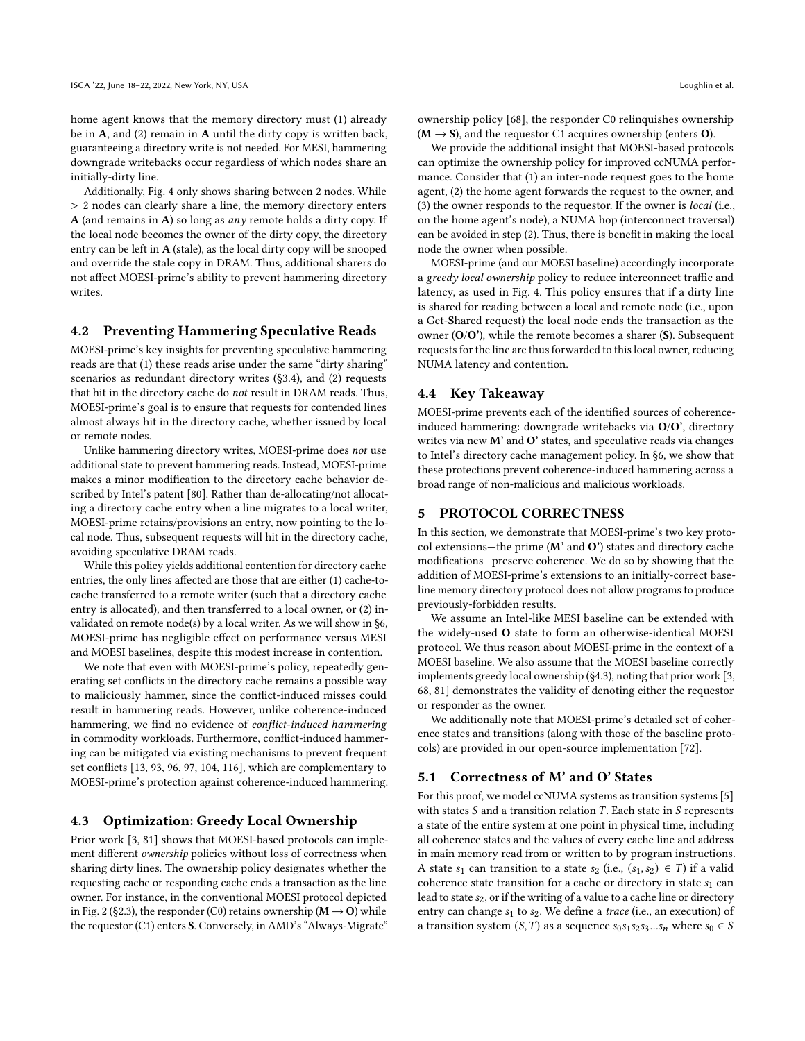home agent knows that the memory directory must (1) already be in **A**, and (2) remain in **A** until the dirty copy is written back, guaranteeing a directory write is not needed. For MESI, hammering downgrade writebacks occur regardless of which nodes share an initially-dirty line.

Additionally, Fig. 4 only shows sharing between 2 nodes. While $> 2$ nodes can clearly share a line, the memory directory enters **A** (and remains in **A**) so long as *any* remote holds a dirty copy. If the local node becomes the owner of the dirty copy, the directory entry can be left in **A** (stale), as the local dirty copy will be snooped and override the stale copy in DRAM. Thus, additional sharers do not affect MOESI-prime's ability to prevent hammering directory writes.

## 4.2 Preventing Hammering Speculative Reads

MOESI-prime's key insights for preventing speculative hammering reads are that (1) these reads arise under the same "dirty sharing" scenarios as redundant directory writes (§3.4), and (2) requests that hit in the directory cache do *not* result in DRAM reads. Thus, MOESI-prime's goal is to ensure that requests for contended lines almost always hit in the directory cache, whether issued by local or remote nodes.

Unlike hammering directory writes, MOESI-prime does *not* use additional state to prevent hammering reads. Instead, MOESI-prime makes a minor modification to the directory cache behavior described by Intel's patent [80]. Rather than de-allocating/not allocating a directory cache entry when a line migrates to a local writer, MOESI-prime retains/provisions an entry, now pointing to the local node. Thus, subsequent requests will hit in the directory cache, avoiding speculative DRAM reads.

While this policy yields additional contention for directory cache entries, the only lines affected are those that are either (1) cache-to-cache transferred to a remote writer (such that a directory cache entry is allocated), and then transferred to a local owner, or (2) invalidated on remote node(s) by a local writer. As we will show in §6, MOESI-prime has negligible effect on performance versus MESI and MOESI baselines, despite this modest increase in contention.

We note that even with MOESI-prime's policy, repeatedly generating set conflicts in the directory cache remains a possible way to maliciously hammer, since the conflict-induced misses could result in hammering reads. However, unlike coherence-induced hammering, we find no evidence of *conflict-induced hammering* in commodity workloads. Furthermore, conflict-induced hammering can be mitigated via existing mechanisms to prevent frequent set conflicts [13, 93, 96, 97, 104, 116], which are complementary to MOESI-prime's protection against coherence-induced hammering.

## 4.3 Optimization: Greedy Local Ownership

Prior work [3, 81] shows that MOESI-based protocols can implement different *ownership* policies without loss of correctness when sharing dirty lines. The ownership policy designates whether the requesting cache or responding cache ends a transaction as the line owner. For instance, in the conventional MOESI protocol depicted in Fig. 2 (§2.3), the responder (C0) retains ownership (**M** → **O**) while the requestor (C1) enters **S**. Conversely, in AMD's "Always-Migrate" ownership policy [68], the responder C0 relinquishes ownership (**M** → **S**), and the requestor C1 acquires ownership (enters **O**).

We provide the additional insight that MOESI-based protocols can optimize the ownership policy for improved ccNUMA performance. Consider that (1) an inter-node request goes to the home agent, (2) the home agent forwards the request to the owner, and (3) the owner responds to the requestor. If the owner is *local* (i.e., on the home agent's node), a NUMA hop (interconnect traversal) can be avoided in step (2). Thus, there is benefit in making the local node the owner when possible.

MOESI-prime (and our MOESI baseline) accordingly incorporate a *greedy local ownership* policy to reduce interconnect traffic and latency, as used in Fig. 4. This policy ensures that if a dirty line is shared for reading between a local and remote node (i.e., upon a Get-**S**hared request) the local node ends the transaction as the owner (**O**/**O'**), while the remote becomes a sharer (**S**). Subsequent requests for the line are thus forwarded to this local owner, reducing NUMA latency and contention.

## 4.4 Key Takeaway

MOESI-prime prevents each of the identified sources of coherence-induced hammering: downgrade writebacks via **O**/**O'**, directory writes via new **M'** and **O'** states, and speculative reads via changes to Intel's directory cache management policy. In §6, we show that these protections prevent coherence-induced hammering across a broad range of non-malicious and malicious workloads.

# 5 PROTOCOL CORRECTNESS

In this section, we demonstrate that MOESI-prime's two key protocol extensions—the prime (**M'** and **O'**) states and directory cache modifications—preserve coherence. We do so by showing that the addition of MOESI-prime's extensions to an initially-correct baseline memory directory protocol does not allow programs to produce previously-forbidden results.

We assume an Intel-like MESI baseline can be extended with the widely-used **O** state to form an otherwise-identical MOESI protocol. We thus reason about MOESI-prime in the context of a MOESI baseline. We also assume that the MOESI baseline correctly implements greedy local ownership (§4.3), noting that prior work [3, 68, 81] demonstrates the validity of denoting either the requestor or responder as the owner.

We additionally note that MOESI-prime's detailed set of coherence states and transitions (along with those of the baseline protocols) are provided in our open-source implementation [72].

## 5.1 Correctness of M' and O' States

For this proof, we model ccNUMA systems as transition systems [5] with states $S$ and a transition relation $T$. Each state in $S$ represents a state of the entire system at one point in physical time, including all coherence states and the values of every cache line and address in main memory read from or written to by program instructions. A state $s_1$ can transition to a state $s_2$ (i.e., $(s_1, s_2) \in T$) if a valid coherence state transition for a cache or directory in state $s_1$ can lead to state $s_2$, or if the writing of a value to a cache line or directory entry can change $s_1$ to $s_2$. We define a *trace* (i.e., an execution) of a transition system $(S, T)$ as a sequence $s_0 s_1 s_2 s_3 ... s_n$ where $s_0 \in S$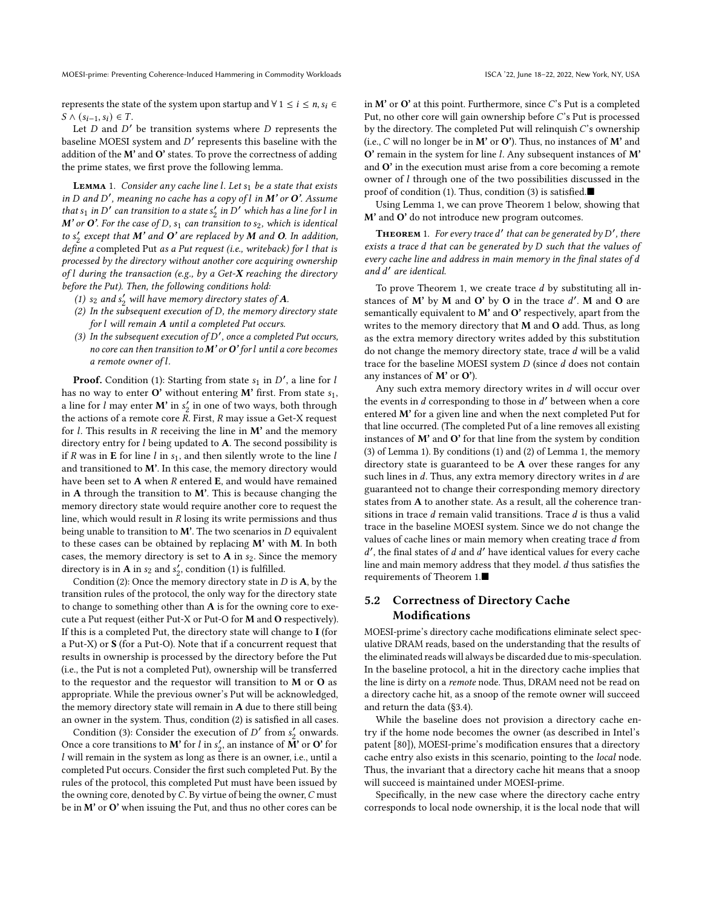represents the state of the system upon startup and $\forall\, 1 \leq i \leq n, s_i \in S \wedge (s_{i-1}, s_i) \in T$.

Let $D$ and $D'$ be transition systems where $D$ represents the baseline MOESI system and $D'$ represents this baseline with the addition of the **M'** and **O'** states. To prove the correctness of adding the prime states, we first prove the following lemma.

**Lemma 1.** *Consider any cache line $l$. Let $s_1$ be a state that exists in $D$ and $D'$, meaning no cache has a copy of $l$ in **M'** or **O'**. Assume that $s_1$ in $D'$ can transition to a state $s_2'$ in $D'$ which has a line for $l$ in **M'** or **O'**. For the case of $D$, $s_1$ can transition to $s_2$, which is identical to $s_2'$ except that **M'** and **O'** are replaced by **M** and **O**. In addition, define a* completed Put *as a Put request (i.e., writeback) for $l$ that is processed by the directory without another core acquiring ownership of $l$ during the transaction (e.g., by a Get-**X** reaching the directory before the Put). Then, the following conditions hold:*

1. *$s_2$ and $s_2'$ will have memory directory states of **A**.*
2. *In the subsequent execution of $D$, the memory directory state for $l$ will remain **A** until a completed Put occurs.*
3. *In the subsequent execution of $D'$, once a completed Put occurs, no core can then transition to **M'** or **O'** for $l$ until a core becomes a remote owner of $l$.*

**Proof.** Condition (1): Starting from state $s_1$ in $D'$, a line for $l$ has no way to enter **O'** without entering **M'** first. From state $s_1$, a line for $l$ may enter **M'** in $s_2'$ in one of two ways, both through the actions of a remote core $R$. First, $R$ may issue a Get-X request for $l$. This results in $R$ receiving the line in **M'** and the memory directory entry for $l$ being updated to **A**. The second possibility is if $R$ was in **E** for line $l$ in $s_1$, and then silently wrote to the line $l$ and transitioned to **M'**. In this case, the memory directory would have been set to **A** when $R$ entered **E**, and would have remained in **A** through the transition to **M'**. This is because changing the memory directory state would require another core to request the line, which would result in $R$ losing its write permissions and thus being unable to transition to **M'**. The two scenarios in $D$ equivalent to these cases can be obtained by replacing **M'** with **M**. In both cases, the memory directory is set to **A** in $s_2$. Since the memory directory is in **A** in $s_2$ and $s_2'$, condition (1) is fulfilled.

Condition (2): Once the memory directory state in $D$ is **A**, by the transition rules of the protocol, the only way for the directory state to change to something other than **A** is for the owning core to execute a Put request (either Put-X or Put-O for **M** and **O** respectively). If this is a completed Put, the directory state will change to **I** (for a Put-X) or **S** (for a Put-O). Note that if a concurrent request that results in ownership is processed by the directory before the Put (i.e., the Put is not a completed Put), ownership will be transferred to the requestor and the requestor will transition to **M** or **O** as appropriate. While the previous owner's Put will be acknowledged, the memory directory state will remain in **A** due to there still being an owner in the system. Thus, condition (2) is satisfied in all cases.

Condition (3): Consider the execution of $D'$ from $s_2'$ onwards. Once a core transitions to **M'** for $l$ in $s_2'$, an instance of **M'** or **O'** for $l$ will remain in the system as long as there is an owner, i.e., until a completed Put occurs. Consider the first such completed Put. By the rules of the protocol, this completed Put must have been issued by the owning core, denoted by $C$. By virtue of being the owner, $C$ must be in **M'** or **O'** when issuing the Put, and thus no other cores can be in **M'** or **O'** at this point. Furthermore, since $C$'s Put is a completed Put, no other core will gain ownership before $C$'s Put is processed by the directory. The completed Put will relinquish $C$'s ownership (i.e., $C$ will no longer be in **M'** or **O'**). Thus, no instances of **M'** and **O'** remain in the system for line $l$. Any subsequent instances of **M'** and **O'** in the execution must arise from a core becoming a remote owner of $l$ through one of the two possibilities discussed in the proof of condition (1). Thus, condition (3) is satisfied.■

Using Lemma 1, we can prove Theorem 1 below, showing that **M'** and **O'** do not introduce new program outcomes.

**Theorem 1.** *For every trace $d'$ that can be generated by $D'$, there exists a trace $d$ that can be generated by $D$ such that the values of every cache line and address in main memory in the final states of $d$ and $d'$ are identical.*

To prove Theorem 1, we create trace $d$ by substituting all instances of **M'** by **M** and **O'** by **O** in the trace $d'$. **M** and **O** are semantically equivalent to **M'** and **O'** respectively, apart from the writes to the memory directory that **M** and **O** add. Thus, as long as the extra memory directory writes added by this substitution do not change the memory directory state, trace $d$ will be a valid trace for the baseline MOESI system $D$ (since $d$ does not contain any instances of **M'** or **O'**).

Any such extra memory directory writes in $d$ will occur over the events in $d$ corresponding to those in $d'$ between when a core entered **M'** for a given line and when the next completed Put for that line occurred. (The completed Put of a line removes all existing instances of **M'** and **O'** for that line from the system by condition (3) of Lemma 1). By conditions (1) and (2) of Lemma 1, the memory directory state is guaranteed to be **A** over these ranges for any such lines in $d$. Thus, any extra memory directory writes in $d$ are guaranteed not to change their corresponding memory directory states from **A** to another state. As a result, all the coherence transitions in trace $d$ remain valid transitions. Trace $d$ is thus a valid trace in the baseline MOESI system. Since we do not change the values of cache lines or main memory when creating trace $d$ from $d'$, the final states of $d$ and $d'$ have identical values for every cache line and main memory address that they model. $d$ thus satisfies the requirements of Theorem 1.■

## 5.2 Correctness of Directory Cache Modifications

MOESI-prime's directory cache modifications eliminate select speculative DRAM reads, based on the understanding that the results of the eliminated reads will always be discarded due to mis-speculation. In the baseline protocol, a hit in the directory cache implies that the line is dirty on a *remote* node. Thus, DRAM need not be read on a directory cache hit, as a snoop of the remote owner will succeed and return the data (§3.4).

While the baseline does not provision a directory cache entry if the home node becomes the owner (as described in Intel's patent [80]), MOESI-prime's modification ensures that a directory cache entry also exists in this scenario, pointing to the *local* node. Thus, the invariant that a directory cache hit means that a snoop will succeed is maintained under MOESI-prime.

Specifically, in the new case where the directory cache entry corresponds to local node ownership, it is the local node that will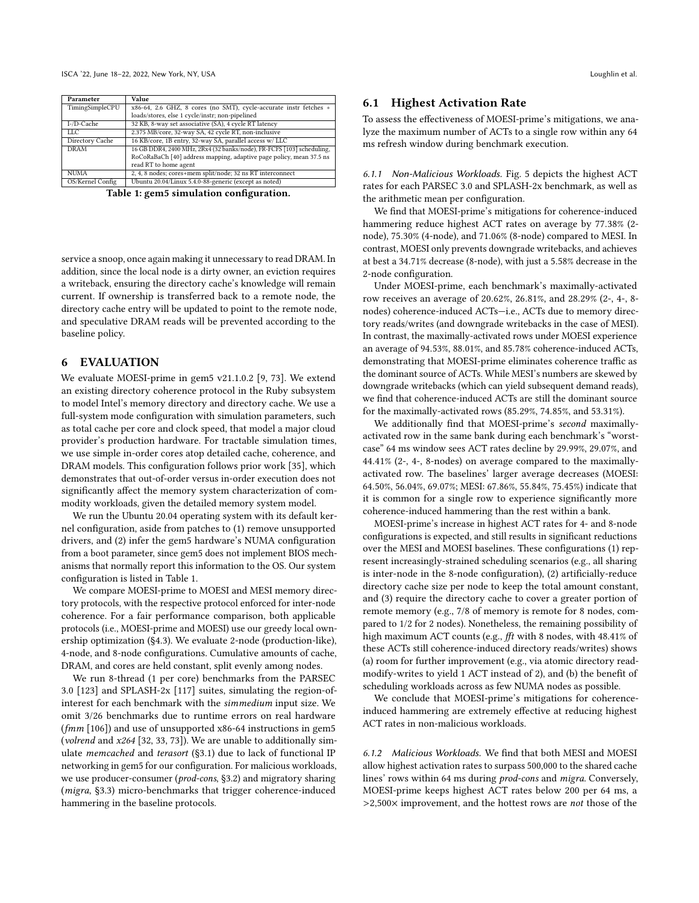| Parameter | Value |
|---|---|
| TimingSimpleCPU | x86-64, 2.6 GHZ, 8 cores (no SMT), cycle-accurate instr fetches + loads/stores, else 1 cycle/instr; non-pipelined |
| I-/D-Cache | 32 KB, 8-way set associative (SA), 4 cycle RT latency |
| LLC | 2.375 MB/core, 32-way SA, 42 cycle RT, non-inclusive |
| Directory Cache | 16 KB/core, 1B entry, 32-way SA, parallel access w/ LLC |
| DRAM | 16 GB DDR4, 2400 MHz, 2Rx4 (32 banks/node), FR-FCFS [103] scheduling, RoCoRaBaCh [40] address mapping, adaptive page policy, mean 37.5 ns read RT to home agent |
| NUMA | 2, 4, 8 nodes; cores+mem split/node; 32 ns RT interconnect |
| OS/Kernel Config | Ubuntu 20.04/Linux 5.4.0-88-generic (except as noted) |

**Table 1: gem5 simulation configuration.**

service a snoop, once again making it unnecessary to read DRAM. In addition, since the local node is a dirty owner, an eviction requires a writeback, ensuring the directory cache's knowledge will remain current. If ownership is transferred back to a remote node, the directory cache entry will be updated to point to the remote node, and speculative DRAM reads will be prevented according to the baseline policy.

# 6 EVALUATION

We evaluate MOESI-prime in gem5 v21.1.0.2 [9, 73]. We extend an existing directory coherence protocol in the Ruby subsystem to model Intel's memory directory and directory cache. We use a full-system mode configuration with simulation parameters, such as total cache per core and clock speed, that model a major cloud provider's production hardware. For tractable simulation times, we use simple in-order cores atop detailed cache, coherence, and DRAM models. This configuration follows prior work [35], which demonstrates that out-of-order versus in-order execution does not significantly affect the memory system characterization of commodity workloads, given the detailed memory system model.

We run the Ubuntu 20.04 operating system with its default kernel configuration, aside from patches to (1) remove unsupported drivers, and (2) infer the gem5 hardware's NUMA configuration from a boot parameter, since gem5 does not implement BIOS mechanisms that normally report this information to the OS. Our system configuration is listed in Table 1.

We compare MOESI-prime to MOESI and MESI memory directory protocols, with the respective protocol enforced for inter-node coherence. For a fair performance comparison, both applicable protocols (i.e., MOESI-prime and MOESI) use our greedy local ownership optimization (§4.3). We evaluate 2-node (production-like), 4-node, and 8-node configurations. Cumulative amounts of cache, DRAM, and cores are held constant, split evenly among nodes.

We run 8-thread (1 per core) benchmarks from the PARSEC 3.0 [123] and SPLASH-2x [117] suites, simulating the region-of-interest for each benchmark with the *simmedium* input size. We omit 3/26 benchmarks due to runtime errors on real hardware (*fmm* [106]) and use of unsupported x86-64 instructions in gem5 (*volrend* and *x264* [32, 33, 73]). We are unable to additionally simulate *memcached* and *terasort* (§3.1) due to lack of functional IP networking in gem5 for our configuration. For malicious workloads, we use producer-consumer (*prod-cons*, §3.2) and migratory sharing (*migra*, §3.3) micro-benchmarks that trigger coherence-induced hammering in the baseline protocols.

## 6.1 Highest Activation Rate

To assess the effectiveness of MOESI-prime's mitigations, we analyze the maximum number of ACTs to a single row within any 64 ms refresh window during benchmark execution.

### 6.1.1 *Non-Malicious Workloads.*

Fig. 5 depicts the highest ACT rates for each PARSEC 3.0 and SPLASH-2x benchmark, as well as the arithmetic mean per configuration.

We find that MOESI-prime's mitigations for coherence-induced hammering reduce highest ACT rates on average by 77.38% (2-node), 75.30% (4-node), and 71.06% (8-node) compared to MESI. In contrast, MOESI only prevents downgrade writebacks, and achieves at best a 34.71% decrease (8-node), with just a 5.58% decrease in the 2-node configuration.

Under MOESI-prime, each benchmark's maximally-activated row receives an average of 20.62%, 26.81%, and 28.29% (2-, 4-, 8-nodes) coherence-induced ACTs—i.e., ACTs due to memory directory reads/writes (and downgrade writebacks in the case of MESI). In contrast, the maximally-activated rows under MOESI experience an average of 94.53%, 88.01%, and 85.78% coherence-induced ACTs, demonstrating that MOESI-prime eliminates coherence traffic as the dominant source of ACTs. While MESI's numbers are skewed by downgrade writebacks (which can yield subsequent demand reads), we find that coherence-induced ACTs are still the dominant source for the maximally-activated rows (85.29%, 74.85%, and 53.31%).

We additionally find that MOESI-prime's *second* maximally-activated row in the same bank during each benchmark's "worst-case" 64 ms window sees ACT rates decline by 29.99%, 29.07%, and 44.41% (2-, 4-, 8-nodes) on average compared to the maximally-activated row. The baselines' larger average decreases (MOESI: 64.50%, 56.04%, 69.07%; MESI: 67.86%, 55.84%, 75.45%) indicate that it is common for a single row to experience significantly more coherence-induced hammering than the rest within a bank.

MOESI-prime's increase in highest ACT rates for 4- and 8-node configurations is expected, and still results in significant reductions over the MESI and MOESI baselines. These configurations (1) represent increasingly-strained scheduling scenarios (e.g., all sharing is inter-node in the 8-node configuration), (2) artificially-reduce directory cache size per node to keep the total amount constant, and (3) require the directory cache to cover a greater portion of remote memory (e.g., 7/8 of memory is remote for 8 nodes, compared to 1/2 for 2 nodes). Nonetheless, the remaining possibility of high maximum ACT counts (e.g., *fft* with 8 nodes, with 48.41% of these ACTs still coherence-induced directory reads/writes) shows (a) room for further improvement (e.g., via atomic directory read-modify-writes to yield 1 ACT instead of 2), and (b) the benefit of scheduling workloads across as few NUMA nodes as possible.

We conclude that MOESI-prime's mitigations for coherence-induced hammering are extremely effective at reducing highest ACT rates in non-malicious workloads.

### 6.1.2 *Malicious Workloads.*

We find that both MESI and MOESI allow highest activation rates to surpass 500,000 to the shared cache lines' rows within 64 ms during *prod-cons* and *migra*. Conversely, MOESI-prime keeps highest ACT rates below 200 per 64 ms, a >2,500× improvement, and the hottest rows are *not* those of the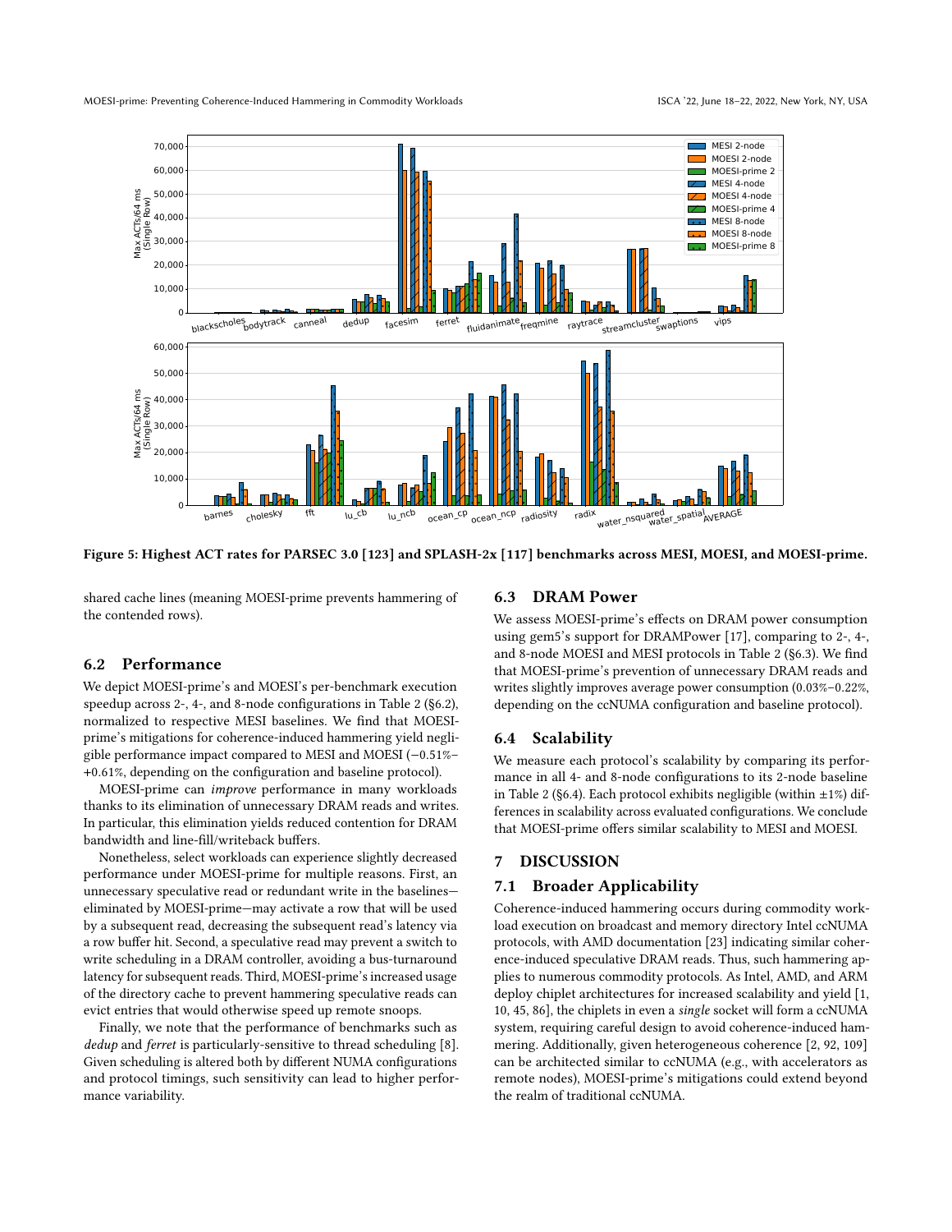Figure 5: Highest ACT rates for PARSEC 3.0 [123] and SPLASH-2x [117] benchmarks across MESI, MOESI, and MOESI-prime.

shared cache lines (meaning MOESI-prime prevents hammering of the contended rows).

### 6.2 Performance

We depict MOESI-prime's and MOESI's per-benchmark execution speedup across 2-, 4-, and 8-node configurations in Table 2 (§6.2), normalized to respective MESI baselines. We find that MOESI-prime's mitigations for coherence-induced hammering yield negligible performance impact compared to MESI and MOESI (−0.51%–+0.61%, depending on the configuration and baseline protocol).

MOESI-prime can *improve* performance in many workloads thanks to its elimination of unnecessary DRAM reads and writes. In particular, this elimination yields reduced contention for DRAM bandwidth and line-fill/writeback buffers.

Nonetheless, select workloads can experience slightly decreased performance under MOESI-prime for multiple reasons. First, an unnecessary speculative read or redundant write in the baselines—eliminated by MOESI-prime—may activate a row that will be used by a subsequent read, decreasing the subsequent read's latency via a row buffer hit. Second, a speculative read may prevent a switch to write scheduling in a DRAM controller, avoiding a bus-turnaround latency for subsequent reads. Third, MOESI-prime's increased usage of the directory cache to prevent hammering speculative reads can evict entries that would otherwise speed up remote snoops.

Finally, we note that the performance of benchmarks such as *dedup* and *ferret* is particularly-sensitive to thread scheduling [8]. Given scheduling is altered both by different NUMA configurations and protocol timings, such sensitivity can lead to higher performance variability.

### 6.3 DRAM Power

We assess MOESI-prime's effects on DRAM power consumption using gem5's support for DRAMPower [17], comparing to 2-, 4-, and 8-node MOESI and MESI protocols in Table 2 (§6.3). We find that MOESI-prime's prevention of unnecessary DRAM reads and writes slightly improves average power consumption (0.03%–0.22%, depending on the ccNUMA configuration and baseline protocol).

### 6.4 Scalability

We measure each protocol's scalability by comparing its performance in all 4- and 8-node configurations to its 2-node baseline in Table 2 (§6.4). Each protocol exhibits negligible (within ±1%) differences in scalability across evaluated configurations. We conclude that MOESI-prime offers similar scalability to MESI and MOESI.

## 7 DISCUSSION

### 7.1 Broader Applicability

Coherence-induced hammering occurs during commodity workload execution on broadcast and memory directory Intel ccNUMA protocols, with AMD documentation [23] indicating similar coherence-induced speculative DRAM reads. Thus, such hammering applies to numerous commodity protocols. As Intel, AMD, and ARM deploy chiplet architectures for increased scalability and yield [1, 10, 45, 86], the chiplets in even a *single* socket will form a ccNUMA system, requiring careful design to avoid coherence-induced hammering. Additionally, given heterogeneous coherence [2, 92, 109] can be architected similar to ccNUMA (e.g., with accelerators as remote nodes), MOESI-prime's mitigations could extend beyond the realm of traditional ccNUMA.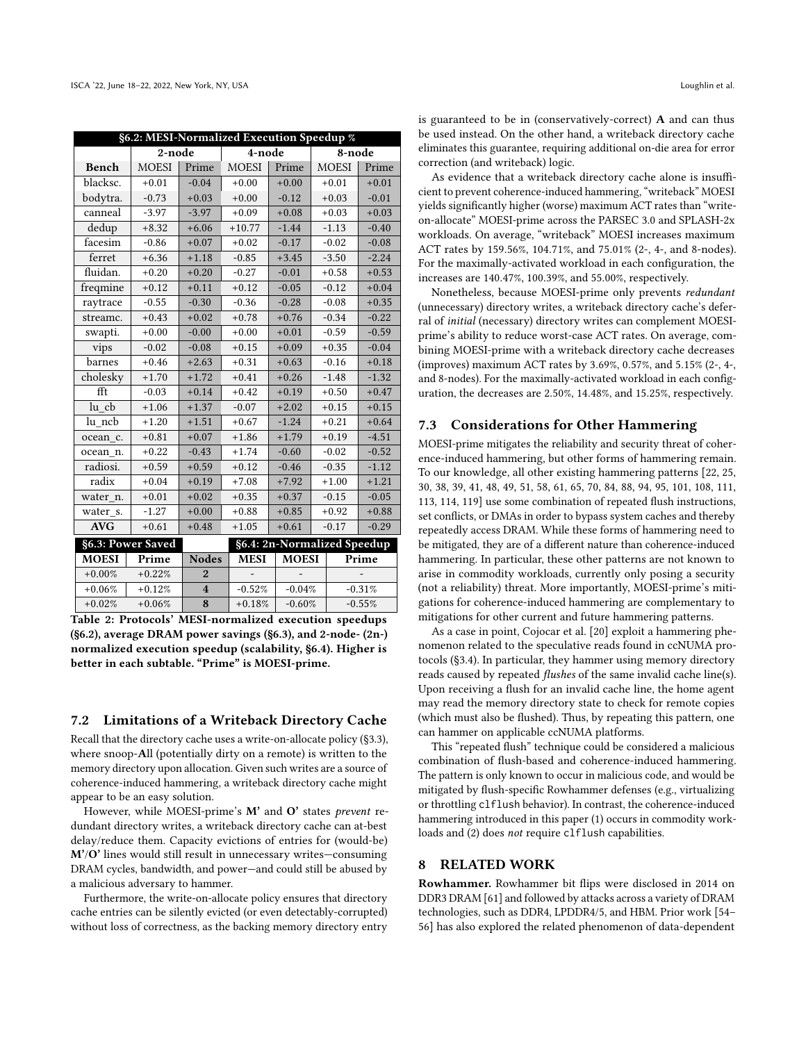| §6.2: MESI-Normalized Execution Speedup % | | | | | | |
|---|---|---|---|---|---|---|
| | 2-node | | 4-node | | 8-node | |
| Bench | MOESI | Prime | MOESI | Prime | MOESI | Prime |
| blacksc. | +0.01 | -0.04 | +0.00 | +0.00 | +0.01 | +0.01 |
| bodytra. | -0.73 | +0.03 | +0.00 | -0.12 | +0.03 | -0.01 |
| canneal | -3.97 | -3.97 | +0.09 | +0.08 | +0.03 | +0.03 |
| dedup | +8.32 | +6.06 | +10.77 | -1.44 | -1.13 | -0.40 |
| facesim | -0.86 | +0.07 | +0.02 | -0.17 | -0.02 | -0.08 |
| ferret | +6.36 | +1.18 | -0.85 | +3.45 | -3.50 | -2.24 |
| fluidan. | +0.20 | +0.20 | -0.27 | -0.01 | +0.58 | +0.53 |
| freqmine | +0.12 | +0.11 | +0.12 | -0.05 | -0.12 | +0.04 |
| raytrace | -0.55 | -0.30 | -0.36 | -0.28 | -0.08 | +0.35 |
| streamc. | +0.43 | +0.02 | +0.78 | +0.76 | -0.34 | -0.22 |
| swapti. | +0.00 | -0.00 | +0.00 | +0.01 | -0.59 | -0.59 |
| vips | -0.02 | -0.08 | +0.15 | +0.09 | +0.35 | -0.04 |
| barnes | +0.46 | +2.63 | +0.31 | +0.63 | -0.16 | +0.18 |
| cholesky | +1.70 | +1.72 | +0.41 | +0.26 | -1.48 | -1.32 |
| fft | -0.03 | +0.14 | +0.42 | +0.19 | +0.50 | +0.47 |
| lu_cb | +1.06 | +1.37 | -0.07 | +2.02 | +0.15 | +0.15 |
| lu_ncb | +1.20 | +1.51 | +0.67 | -1.24 | +0.21 | +0.64 |
| ocean_c. | +0.81 | +0.07 | +1.86 | +1.79 | +0.19 | -4.51 |
| ocean_n. | +0.22 | -0.43 | +1.74 | -0.60 | -0.02 | -0.52 |
| radiosi. | +0.59 | +0.59 | +0.12 | -0.46 | -0.35 | -1.12 |
| radix | +0.04 | +0.19 | +7.08 | +7.92 | +1.00 | +1.21 |
| water_n. | +0.01 | +0.02 | +0.35 | +0.37 | -0.15 | -0.05 |
| water_s. | -1.27 | +0.00 | +0.88 | +0.85 | +0.92 | +0.88 |
| AVG | +0.61 | +0.48 | +1.05 | +0.61 | -0.17 | -0.29 |

| §6.3: Power Saved | | | §6.4: 2n-Normalized Speedup | | |
|---|---|---|---|---|---|
| MOESI | Prime | Nodes | MESI | MOESI | Prime |
| +0.00% | +0.22% | 2 | - | - | - |
| +0.06% | +0.12% | 4 | -0.52% | -0.04% | -0.31% |
| +0.02% | +0.06% | 8 | +0.18% | -0.60% | -0.55% |

**Table 2: Protocols' MESI-normalized execution speedups (§6.2), average DRAM power savings (§6.3), and 2-node- (2n-) normalized execution speedup (scalability, §6.4). Higher is better in each subtable. "Prime" is MOESI-prime.**

## 7.2 Limitations of a Writeback Directory Cache

Recall that the directory cache uses a write-on-allocate policy (§3.3), where snoop-**A**ll (potentially dirty on a remote) is written to the memory directory upon allocation. Given such writes are a source of coherence-induced hammering, a writeback directory cache might appear to be an easy solution.

However, while MOESI-prime's **M'** and **O'** states *prevent* redundant directory writes, a writeback directory cache can at-best delay/reduce them. Capacity evictions of entries for (would-be) **M'**/**O'** lines would still result in unnecessary writes—consuming DRAM cycles, bandwidth, and power—and could still be abused by a malicious adversary to hammer.

Furthermore, the write-on-allocate policy ensures that directory cache entries can be silently evicted (or even detectably-corrupted) without loss of correctness, as the backing memory directory entry is guaranteed to be in (conservatively-correct) **A** and can thus be used instead. On the other hand, a writeback directory cache eliminates this guarantee, requiring additional on-die area for error correction (and writeback) logic.

As evidence that a writeback directory cache alone is insufficient to prevent coherence-induced hammering, "writeback" MOESI yields significantly higher (worse) maximum ACT rates than "write-on-allocate" MOESI-prime across the PARSEC 3.0 and SPLASH-2x workloads. On average, "writeback" MOESI increases maximum ACT rates by 159.56%, 104.71%, and 75.01% (2-, 4-, and 8-nodes). For the maximally-activated workload in each configuration, the increases are 140.47%, 100.39%, and 55.00%, respectively.

Nonetheless, because MOESI-prime only prevents *redundant* (unnecessary) directory writes, a writeback directory cache's deferral of *initial* (necessary) directory writes can complement MOESI-prime's ability to reduce worst-case ACT rates. On average, combining MOESI-prime with a writeback directory cache decreases (improves) maximum ACT rates by 3.69%, 0.57%, and 5.15% (2-, 4-, and 8-nodes). For the maximally-activated workload in each configuration, the decreases are 2.50%, 14.48%, and 15.25%, respectively.

## 7.3 Considerations for Other Hammering

MOESI-prime mitigates the reliability and security threat of coherence-induced hammering, but other forms of hammering remain. To our knowledge, all other existing hammering patterns [22, 25, 30, 38, 39, 41, 48, 49, 51, 58, 61, 65, 70, 84, 88, 94, 95, 101, 108, 111, 113, 114, 119] use some combination of repeated flush instructions, set conflicts, or DMAs in order to bypass system caches and thereby repeatedly access DRAM. While these forms of hammering need to be mitigated, they are of a different nature than coherence-induced hammering. In particular, these other patterns are not known to arise in commodity workloads, currently only posing a security (not a reliability) threat. More importantly, MOESI-prime's mitigations for coherence-induced hammering are complementary to mitigations for other current and future hammering patterns.

As a case in point, Cojocar et al. [20] exploit a hammering phenomenon related to the speculative reads found in ccNUMA protocols (§3.4). In particular, they hammer using memory directory reads caused by repeated *flushes* of the same invalid cache line(s). Upon receiving a flush for an invalid cache line, the home agent may read the memory directory state to check for remote copies (which must also be flushed). Thus, by repeating this pattern, one can hammer on applicable ccNUMA platforms.

This "repeated flush" technique could be considered a malicious combination of flush-based and coherence-induced hammering. The pattern is only known to occur in malicious code, and would be mitigated by flush-specific Rowhammer defenses (e.g., virtualizing or throttling `clflush` behavior). In contrast, the coherence-induced hammering introduced in this paper (1) occurs in commodity workloads and (2) does *not* require `clflush` capabilities.

# 8 RELATED WORK

**Rowhammer.** Rowhammer bit flips were disclosed in 2014 on DDR3 DRAM [61] and followed by attacks across a variety of DRAM technologies, such as DDR4, LPDDR4/5, and HBM. Prior work [54–56] has also explored the related phenomenon of data-dependent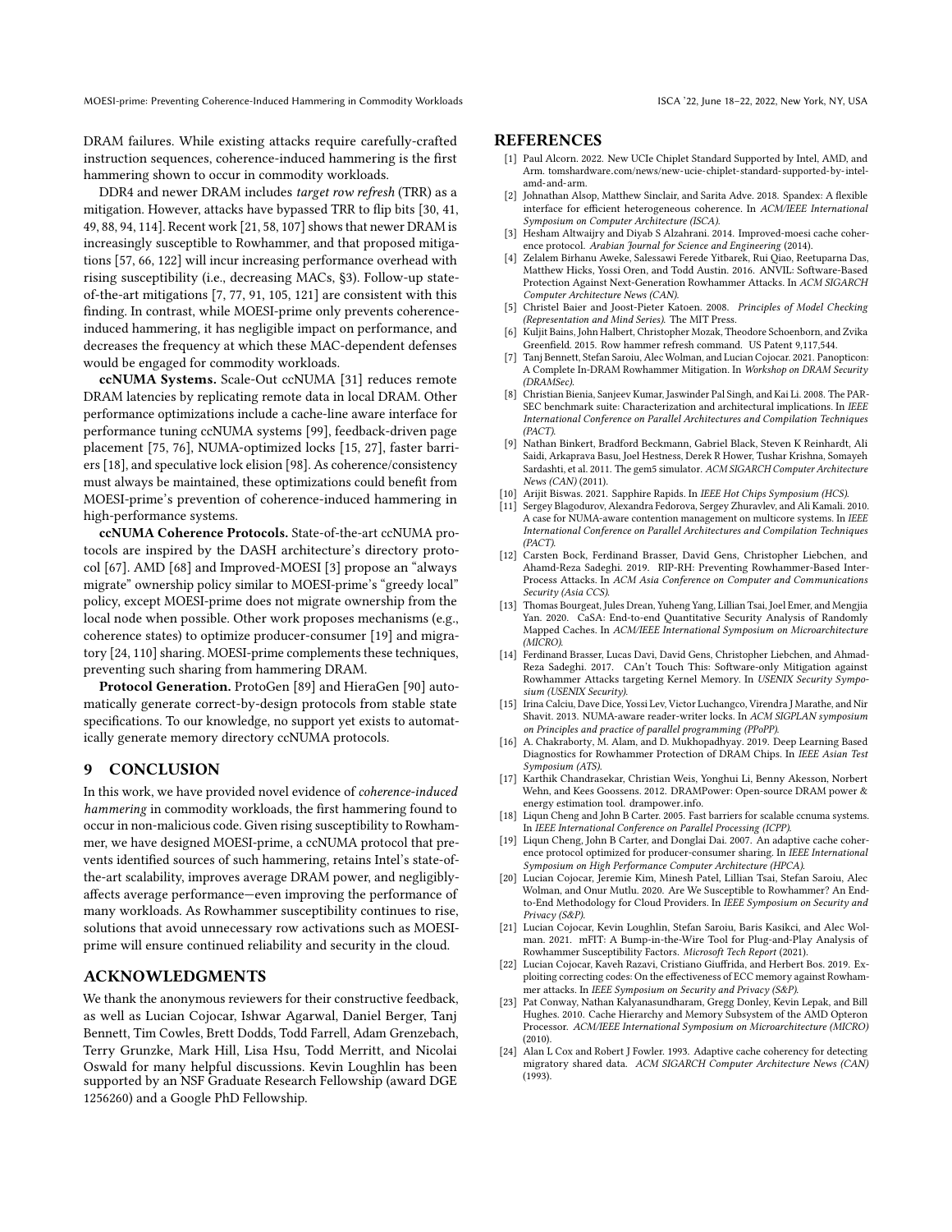DRAM failures. While existing attacks require carefully-crafted instruction sequences, coherence-induced hammering is the first hammering shown to occur in commodity workloads.

DDR4 and newer DRAM includes *target row refresh* (TRR) as a mitigation. However, attacks have bypassed TRR to flip bits [30, 41, 49, 88, 94, 114]. Recent work [21, 58, 107] shows that newer DRAM is increasingly susceptible to Rowhammer, and that proposed mitigations [57, 66, 122] will incur increasing performance overhead with rising susceptibility (i.e., decreasing MACs, §3). Follow-up state-of-the-art mitigations [7, 77, 91, 105, 121] are consistent with this finding. In contrast, while MOESI-prime only prevents coherence-induced hammering, it has negligible impact on performance, and decreases the frequency at which these MAC-dependent defenses would be engaged for commodity workloads.

**ccNUMA Systems.** Scale-Out ccNUMA [31] reduces remote DRAM latencies by replicating remote data in local DRAM. Other performance optimizations include a cache-line aware interface for performance tuning ccNUMA systems [99], feedback-driven page placement [75, 76], NUMA-optimized locks [15, 27], faster barriers [18], and speculative lock elision [98]. As coherence/consistency must always be maintained, these optimizations could benefit from MOESI-prime's prevention of coherence-induced hammering in high-performance systems.

**ccNUMA Coherence Protocols.** State-of-the-art ccNUMA protocols are inspired by the DASH architecture's directory protocol [67]. AMD [68] and Improved-MOESI [3] propose an "always migrate" ownership policy similar to MOESI-prime's "greedy local" policy, except MOESI-prime does not migrate ownership from the local node when possible. Other work proposes mechanisms (e.g., coherence states) to optimize producer-consumer [19] and migratory [24, 110] sharing. MOESI-prime complements these techniques, preventing such sharing from hammering DRAM.

**Protocol Generation.** ProtoGen [89] and HieraGen [90] automatically generate correct-by-design protocols from stable state specifications. To our knowledge, no support yet exists to automatically generate memory directory ccNUMA protocols.

## 9 CONCLUSION

In this work, we have provided novel evidence of *coherence-induced hammering* in commodity workloads, the first hammering found to occur in non-malicious code. Given rising susceptibility to Rowhammer, we have designed MOESI-prime, a ccNUMA protocol that prevents identified sources of such hammering, retains Intel's state-of-the-art scalability, improves average DRAM power, and negligibly-affects average performance—even improving the performance of many workloads. As Rowhammer susceptibility continues to rise, solutions that avoid unnecessary row activations such as MOESI-prime will ensure continued reliability and security in the cloud.

## ACKNOWLEDGMENTS

We thank the anonymous reviewers for their constructive feedback, as well as Lucian Cojocar, Ishwar Agarwal, Daniel Berger, Tanj Bennett, Tim Cowles, Brett Dodds, Todd Farrell, Adam Grenzebach, Terry Grunzke, Mark Hill, Lisa Hsu, Todd Merritt, and Nicolai Oswald for many helpful discussions. Kevin Loughlin has been supported by an NSF Graduate Research Fellowship (award DGE 1256260) and a Google PhD Fellowship.

## REFERENCES

[1] Paul Alcorn. 2022. New UCIe Chiplet Standard Supported by Intel, AMD, and Arm. tomshardware.com/news/new-ucie-chiplet-standard-supported-by-intel-amd-and-arm.

[2] Johnathan Alsop, Matthew Sinclair, and Sarita Adve. 2018. Spandex: A flexible interface for efficient heterogeneous coherence. In *ACM/IEEE International Symposium on Computer Architecture (ISCA)*.

[3] Hesham Altwaijry and Diyab S Alzahrani. 2014. Improved-moesi cache coherence protocol. *Arabian Journal for Science and Engineering* (2014).

[4] Zelalem Birhanu Aweke, Salessawi Ferede Yitbarek, Rui Qiao, Reetuparna Das, Matthew Hicks, Yossi Oren, and Todd Austin. 2016. ANVIL: Software-Based Protection Against Next-Generation Rowhammer Attacks. In *ACM SIGARCH Computer Architecture News (CAN)*.

[5] Christel Baier and Joost-Pieter Katoen. 2008. *Principles of Model Checking (Representation and Mind Series)*. The MIT Press.

[6] Kuljit Bains, John Halbert, Christopher Mozak, Theodore Schoenborn, and Zvika Greenfield. 2015. Row hammer refresh command. US Patent 9,117,544.

[7] Tanj Bennett, Stefan Saroiu, Alec Wolman, and Lucian Cojocar. 2021. Panopticon: A Complete In-DRAM Rowhammer Mitigation. In *Workshop on DRAM Security (DRAMSec)*.

[8] Christian Bienia, Sanjeev Kumar, Jaswinder Pal Singh, and Kai Li. 2008. The PARSEC benchmark suite: Characterization and architectural implications. In *IEEE International Conference on Parallel Architectures and Compilation Techniques (PACT)*.

[9] Nathan Binkert, Bradford Beckmann, Gabriel Black, Steven K Reinhardt, Ali Saidi, Arkaprava Basu, Joel Hestness, Derek R Hower, Tushar Krishna, Somayeh Sardashti, et al. 2011. The gem5 simulator. *ACM SIGARCH Computer Architecture News (CAN)* (2011).

[10] Arijit Biswas. 2021. Sapphire Rapids. In *IEEE Hot Chips Symposium (HCS)*.

[11] Sergey Blagodurov, Alexandra Fedorova, Sergey Zhuravlev, and Ali Kamali. 2010. A case for NUMA-aware contention management on multicore systems. In *IEEE International Conference on Parallel Architectures and Compilation Techniques (PACT)*.

[12] Carsten Bock, Ferdinand Brasser, David Gens, Christopher Liebchen, and Ahamd-Reza Sadeghi. 2019. RIP-RH: Preventing Rowhammer-Based Inter-Process Attacks. In *ACM Asia Conference on Computer and Communications Security (Asia CCS)*.

[13] Thomas Bourgeat, Jules Drean, Yuheng Yang, Lillian Tsai, Joel Emer, and Mengjia Yan. 2020. CaSA: End-to-end Quantitative Security Analysis of Randomly Mapped Caches. In *ACM/IEEE International Symposium on Microarchitecture (MICRO)*.

[14] Ferdinand Brasser, Lucas Davi, David Gens, Christopher Liebchen, and Ahmad-Reza Sadeghi. 2017. CAn't Touch This: Software-only Mitigation against Rowhammer Attacks targeting Kernel Memory. In *USENIX Security Symposium (USENIX Security)*.

[15] Irina Calciu, Dave Dice, Yossi Lev, Victor Luchangco, Virendra J Marathe, and Nir Shavit. 2013. NUMA-aware reader-writer locks. In *ACM SIGPLAN symposium on Principles and practice of parallel programming (PPoPP)*.

[16] A. Chakraborty, M. Alam, and D. Mukhopadhyay. 2019. Deep Learning Based Diagnostics for Rowhammer Protection of DRAM Chips. In *IEEE Asian Test Symposium (ATS)*.

[17] Karthik Chandrasekar, Christian Weis, Yonghui Li, Benny Akesson, Norbert Wehn, and Kees Goossens. 2012. DRAMPower: Open-source DRAM power & energy estimation tool. drampower.info.

[18] Liqun Cheng and John B Carter. 2005. Fast barriers for scalable ccnuma systems. In *IEEE International Conference on Parallel Processing (ICPP)*.

[19] Liqun Cheng, John B Carter, and Donglai Dai. 2007. An adaptive cache coherence protocol optimized for producer-consumer sharing. In *IEEE International Symposium on High Performance Computer Architecture (HPCA)*.

[20] Lucian Cojocar, Jeremie Kim, Minesh Patel, Lillian Tsai, Stefan Saroiu, Alec Wolman, and Onur Mutlu. 2020. Are We Susceptible to Rowhammer? An End-to-End Methodology for Cloud Providers. In *IEEE Symposium on Security and Privacy (S&P)*.

[21] Lucian Cojocar, Kevin Loughlin, Stefan Saroiu, Baris Kasikci, and Alec Wolman. 2021. mFIT: A Bump-in-the-Wire Tool for Plug-and-Play Analysis of Rowhammer Susceptibility Factors. *Microsoft Tech Report* (2021).

[22] Lucian Cojocar, Kaveh Razavi, Cristiano Giuffrida, and Herbert Bos. 2019. Exploiting correcting codes: On the effectiveness of ECC memory against Rowhammer attacks. In *IEEE Symposium on Security and Privacy (S&P)*.

[23] Pat Conway, Nathan Kalyanasundharam, Gregg Donley, Kevin Lepak, and Bill Hughes. 2010. Cache Hierarchy and Memory Subsystem of the AMD Opteron Processor. *ACM/IEEE International Symposium on Microarchitecture (MICRO)* (2010).

[24] Alan L Cox and Robert J Fowler. 1993. Adaptive cache coherency for detecting migratory shared data. *ACM SIGARCH Computer Architecture News (CAN)* (1993).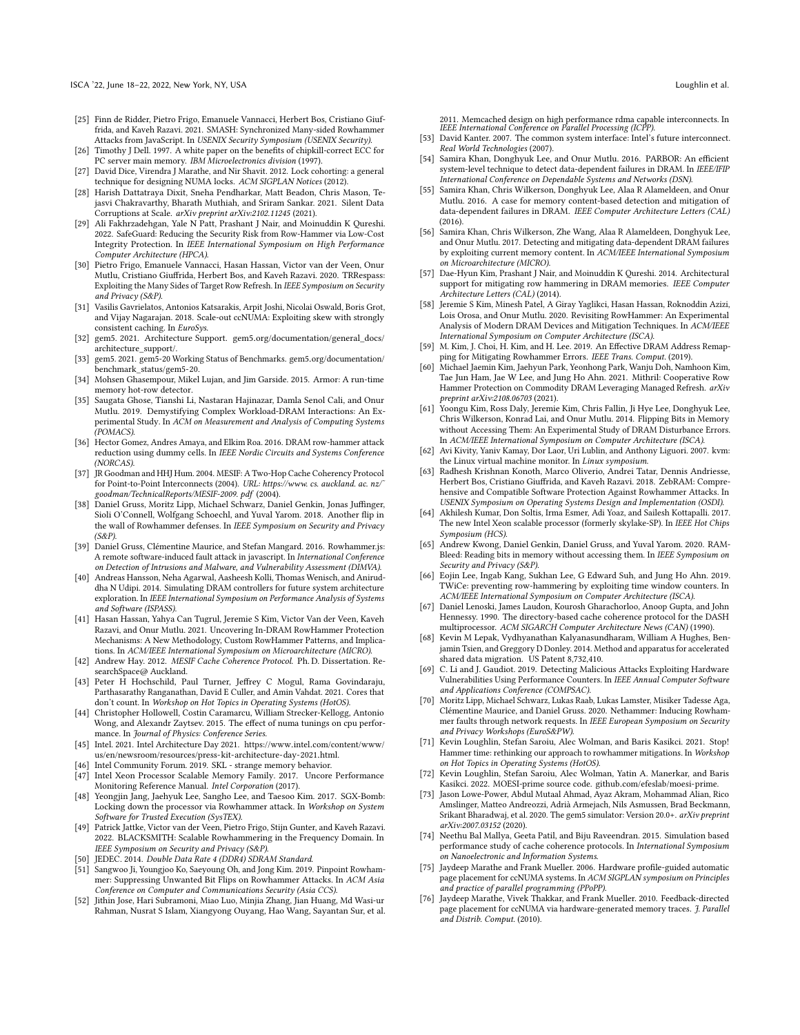- [25] Finn de Ridder, Pietro Frigo, Emanuele Vannacci, Herbert Bos, Cristiano Giuffrida, and Kaveh Razavi. 2021. SMASH: Synchronized Many-sided Rowhammer Attacks from JavaScript. In *USENIX Security Symposium (USENIX Security)*.
- [26] Timothy J Dell. 1997. A white paper on the benefits of chipkill-correct ECC for PC server main memory. *IBM Microelectronics division* (1997).
- [27] David Dice, Virendra J Marathe, and Nir Shavit. 2012. Lock cohorting: a general technique for designing NUMA locks. *ACM SIGPLAN Notices* (2012).
- [28] Harish Dattatraya Dixit, Sneha Pendharkar, Matt Beadon, Chris Mason, Tejasvi Chakravarthy, Bharath Muthiah, and Sriram Sankar. 2021. Silent Data Corruptions at Scale. *arXiv preprint arXiv:2102.11245* (2021).
- [29] Ali Fakhrzadehgan, Yale N Patt, Prashant J Nair, and Moinuddin K Qureshi. 2022. SafeGuard: Reducing the Security Risk from Row-Hammer via Low-Cost Integrity Protection. In *IEEE International Symposium on High Performance Computer Architecture (HPCA)*.
- [30] Pietro Frigo, Emanuele Vannacci, Hasan Hassan, Victor van der Veen, Onur Mutlu, Cristiano Giuffrida, Herbert Bos, and Kaveh Razavi. 2020. TRRespass: Exploiting the Many Sides of Target Row Refresh. In *IEEE Symposium on Security and Privacy (S&P)*.
- [31] Vasilis Gavrielatos, Antonios Katsarakis, Arpit Joshi, Nicolai Oswald, Boris Grot, and Vijay Nagarajan. 2018. Scale-out ccNUMA: Exploiting skew with strongly consistent caching. In *EuroSys*.
- [32] gem5. 2021. Architecture Support. gem5.org/documentation/general_docs/architecture_support/.
- [33] gem5. 2021. gem5-20 Working Status of Benchmarks. gem5.org/documentation/benchmark_status/gem5-20.
- [34] Mohsen Ghasempour, Mikel Lujan, and Jim Garside. 2015. Armor: A run-time memory hot-row detector.
- [35] Saugata Ghose, Tianshi Li, Nastaran Hajinazar, Damla Senol Cali, and Onur Mutlu. 2019. Demystifying Complex Workload-DRAM Interactions: An Experimental Study. In *ACM on Measurement and Analysis of Computing Systems (POMACS)*.
- [36] Hector Gomez, Andres Amaya, and Elkim Roa. 2016. DRAM row-hammer attack reduction using dummy cells. In *IEEE Nordic Circuits and Systems Conference (NORCAS)*.
- [37] JR Goodman and HHJ Hum. 2004. MESIF: A Two-Hop Cache Coherency Protocol for Point-to-Point Interconnects (2004). *URL: https://www.cs.auckland.ac.nz/~goodman/TechnicalReports/MESIF-2009.pdf* (2004).
- [38] Daniel Gruss, Moritz Lipp, Michael Schwarz, Daniel Genkin, Jonas Juffinger, Sioli O'Connell, Wolfgang Schoechl, and Yuval Yarom. 2018. Another flip in the wall of Rowhammer defenses. In *IEEE Symposium on Security and Privacy (S&P)*.
- [39] Daniel Gruss, Clémentine Maurice, and Stefan Mangard. 2016. Rowhammer.js: A remote software-induced fault attack in javascript. In *International Conference on Detection of Intrusions and Malware, and Vulnerability Assessment (DIMVA)*.
- [40] Andreas Hansson, Neha Agarwal, Aasheesh Kolli, Thomas Wenisch, and Aniruddha N Udipi. 2014. Simulating DRAM controllers for future system architecture exploration. In *IEEE International Symposium on Performance Analysis of Systems and Software (ISPASS)*.
- [41] Hasan Hassan, Yahya Can Tugrul, Jeremie S Kim, Victor Van der Veen, Kaveh Razavi, and Onur Mutlu. 2021. Uncovering In-DRAM RowHammer Protection Mechanisms: A New Methodology, Custom RowHammer Patterns, and Implications. In *ACM/IEEE International Symposium on Microarchitecture (MICRO)*.
- [42] Andrew Hay. 2012. *MESIF Cache Coherence Protocol*. Ph. D. Dissertation. ResearchSpace@ Auckland.
- [43] Peter H Hochschild, Paul Turner, Jeffrey C Mogul, Rama Govindaraju, Parthasarathy Ranganathan, David E Culler, and Amin Vahdat. 2021. Cores that don't count. In *Workshop on Hot Topics in Operating Systems (HotOS)*.
- [44] Christopher Hollowell, Costin Caramarcu, William Strecker-Kellogg, Antonio Wong, and Alexandr Zaytsev. 2015. The effect of numa tunings on cpu performance. In *Journal of Physics: Conference Series*.
- [45] Intel. 2021. Intel Architecture Day 2021. https://www.intel.com/content/www/us/en/newsroom/resources/press-kit-architecture-day-2021.html.
- [46] Intel Community Forum. 2019. SKL - strange memory behavior.
- [47] Intel Xeon Processor Scalable Memory Family. 2017. Uncore Performance Monitoring Reference Manual. *Intel Corporation* (2017).
- [48] Yeongjin Jang, Jaehyuk Lee, Sangho Lee, and Taesoo Kim. 2017. SGX-Bomb: Locking down the processor via Rowhammer attack. In *Workshop on System Software for Trusted Execution (SysTEX)*.
- [49] Patrick Jattke, Victor van der Veen, Pietro Frigo, Stijn Gunter, and Kaveh Razavi. 2022. BLACKSMITH: Scalable Rowhammering in the Frequency Domain. In *IEEE Symposium on Security and Privacy (S&P)*.
- [50] JEDEC. 2014. *Double Data Rate 4 (DDR4) SDRAM Standard*.
- [51] Sangwoo Ji, Youngjoo Ko, Saeyoung Oh, and Jong Kim. 2019. Pinpoint Rowhammer: Suppressing Unwanted Bit Flips on Rowhammer Attacks. In *ACM Asia Conference on Computer and Communications Security (Asia CCS)*.
- [52] Jithin Jose, Hari Subramoni, Miao Luo, Minjia Zhang, Jian Huang, Md Wasi-ur Rahman, Nusrat S Islam, Xiangyong Ouyang, Hao Wang, Sayantan Sur, et al. 2011. Memcached design on high performance rdma capable interconnects. In *IEEE International Conference on Parallel Processing (ICPP)*.
- [53] David Kanter. 2007. The common system interface: Intel's future interconnect. *Real World Technologies* (2007).
- [54] Samira Khan, Donghyuk Lee, and Onur Mutlu. 2016. PARBOR: An efficient system-level technique to detect data-dependent failures in DRAM. In *IEEE/IFIP International Conference on Dependable Systems and Networks (DSN)*.
- [55] Samira Khan, Chris Wilkerson, Donghyuk Lee, Alaa R Alameldeen, and Onur Mutlu. 2016. A case for memory content-based detection and mitigation of data-dependent failures in DRAM. *IEEE Computer Architecture Letters (CAL)* (2016).
- [56] Samira Khan, Chris Wilkerson, Zhe Wang, Alaa R Alameldeen, Donghyuk Lee, and Onur Mutlu. 2017. Detecting and mitigating data-dependent DRAM failures by exploiting current memory content. In *ACM/IEEE International Symposium on Microarchitecture (MICRO)*.
- [57] Dae-Hyun Kim, Prashant J Nair, and Moinuddin K Qureshi. 2014. Architectural support for mitigating row hammering in DRAM memories. *IEEE Computer Architecture Letters (CAL)* (2014).
- [58] Jeremie S Kim, Minesh Patel, A Giray Yaglikci, Hasan Hassan, Roknoddin Azizi, Lois Orosa, and Onur Mutlu. 2020. Revisiting RowHammer: An Experimental Analysis of Modern DRAM Devices and Mitigation Techniques. In *ACM/IEEE International Symposium on Computer Architecture (ISCA)*.
- [59] M. Kim, J. Choi, H. Kim, and H. Lee. 2019. An Effective DRAM Address Remapping for Mitigating Rowhammer Errors. *IEEE Trans. Comput.* (2019).
- [60] Michael Jaemin Kim, Jaehyun Park, Yeonhong Park, Wanju Doh, Namhoon Kim, Tae Jun Ham, Jae W Lee, and Jung Ho Ahn. 2021. Mithril: Cooperative Row Hammer Protection on Commodity DRAM Leveraging Managed Refresh. *arXiv preprint arXiv:2108.06703* (2021).
- [61] Yoongu Kim, Ross Daly, Jeremie Kim, Chris Fallin, Ji Hye Lee, Donghyuk Lee, Chris Wilkerson, Konrad Lai, and Onur Mutlu. 2014. Flipping Bits in Memory without Accessing Them: An Experimental Study of DRAM Disturbance Errors. In *ACM/IEEE International Symposium on Computer Architecture (ISCA)*.
- [62] Avi Kivity, Yaniv Kamay, Dor Laor, Uri Lublin, and Anthony Liguori. 2007. kvm: the Linux virtual machine monitor. In *Linux symposium*.
- [63] Radhesh Krishnan Konoth, Marco Oliverio, Andrei Tatar, Dennis Andriesse, Herbert Bos, Cristiano Giuffrida, and Kaveh Razavi. 2018. ZebRAM: Comprehensive and Compatible Software Protection Against Rowhammer Attacks. In *USENIX Symposium on Operating Systems Design and Implementation (OSDI)*.
- [64] Akhilesh Kumar, Don Soltis, Irma Esmer, Adi Yoaz, and Sailesh Kottapalli. 2017. The new Intel Xeon scalable processor (formerly skylake-SP). In *IEEE Hot Chips Symposium (HCS)*.
- [65] Andrew Kwong, Daniel Genkin, Daniel Gruss, and Yuval Yarom. 2020. RAMBleed: Reading bits in memory without accessing them. In *IEEE Symposium on Security and Privacy (S&P)*.
- [66] Eojin Lee, Ingab Kang, Sukhan Lee, G Edward Suh, and Jung Ho Ahn. 2019. TWiCe: preventing row-hammering by exploiting time window counters. In *ACM/IEEE International Symposium on Computer Architecture (ISCA)*.
- [67] Daniel Lenoski, James Laudon, Kourosh Gharachorloo, Anoop Gupta, and John Hennessy. 1990. The directory-based cache coherence protocol for the DASH multiprocessor. *ACM SIGARCH Computer Architecture News (CAN)* (1990).
- [68] Kevin M Lepak, Vydhyanathan Kalyanasundharam, William A Hughes, Benjamin Tsien, and Greggory D Donley. 2014. Method and apparatus for accelerated shared data migration. US Patent 8,732,410.
- [69] C. Li and J. Gaudiot. 2019. Detecting Malicious Attacks Exploiting Hardware Vulnerabilities Using Performance Counters. In *IEEE Annual Computer Software and Applications Conference (COMPSAC)*.
- [70] Moritz Lipp, Michael Schwarz, Lukas Raab, Lukas Lamster, Misiker Tadesse Aga, Clémentine Maurice, and Daniel Gruss. 2020. Nethammer: Inducing Rowhammer faults through network requests. In *IEEE European Symposium on Security and Privacy Workshops (EuroS&PW)*.
- [71] Kevin Loughlin, Stefan Saroiu, Alec Wolman, and Baris Kasikci. 2021. Stop! Hammer time: rethinking our approach to rowhammer mitigations. In *Workshop on Hot Topics in Operating Systems (HotOS)*.
- [72] Kevin Loughlin, Stefan Saroiu, Alec Wolman, Yatin A. Manerkar, and Baris Kasikci. 2022. MOESI-prime source code. github.com/efeslab/moesi-prime.
- [73] Jason Lowe-Power, Abdul Mutaal Ahmad, Ayaz Akram, Mohammad Alian, Rico Amslinger, Matteo Andreozzi, Adrià Armejach, Nils Asmussen, Brad Beckmann, Srikant Bharadwaj, et al. 2020. The gem5 simulator: Version 20.0+. *arXiv preprint arXiv:2007.03152* (2020).
- [74] Neethu Bal Mallya, Geeta Patil, and Biju Raveendran. 2015. Simulation based performance study of cache coherence protocols. In *International Symposium on Nanoelectronic and Information Systems*.
- [75] Jaydeep Marathe and Frank Mueller. 2006. Hardware profile-guided automatic page placement for ccNUMA systems. In *ACM SIGPLAN symposium on Principles and practice of parallel programming (PPoPP)*.
- [76] Jaydeep Marathe, Vivek Thakkar, and Frank Mueller. 2010. Feedback-directed page placement for ccNUMA via hardware-generated memory traces. *J. Parallel and Distrib. Comput.* (2010).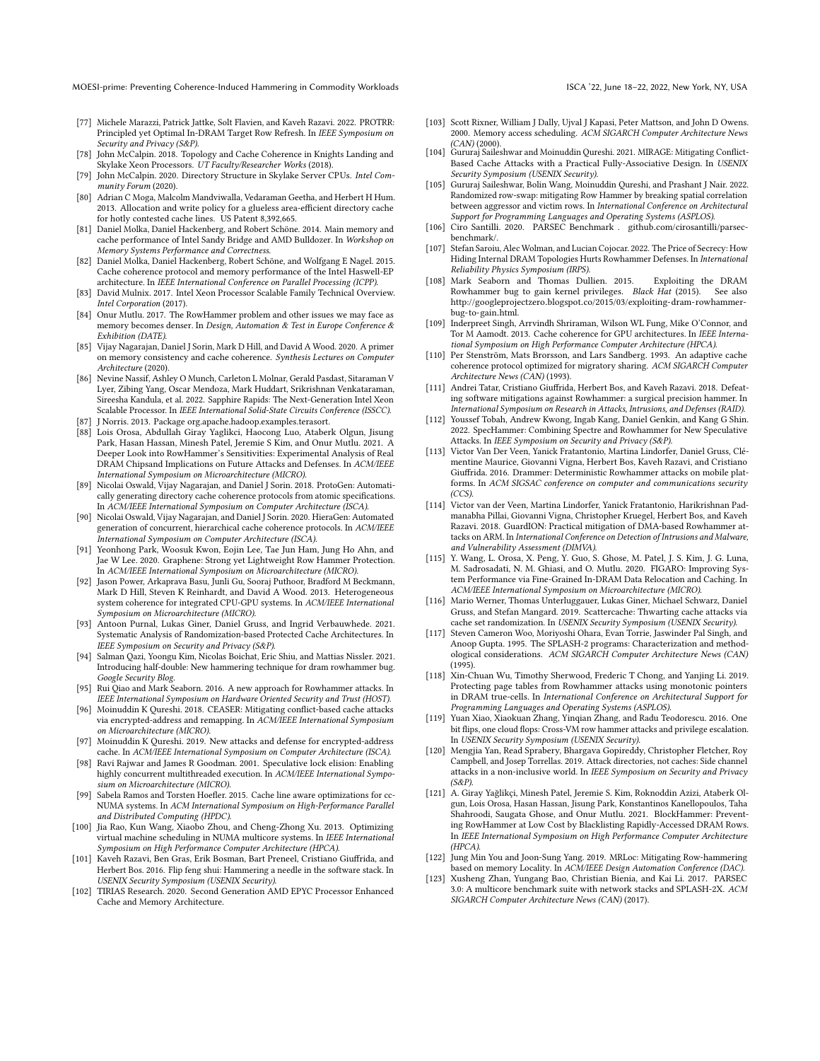- [77] Michele Marazzi, Patrick Jattke, Solt Flavien, and Kaveh Razavi. 2022. PROTRR: Principled yet Optimal In-DRAM Target Row Refresh. In *IEEE Symposium on Security and Privacy (S&P)*.
- [78] John McCalpin. 2018. Topology and Cache Coherence in Knights Landing and Skylake Xeon Processors. *UT Faculty/Researcher Works* (2018).
- [79] John McCalpin. 2020. Directory Structure in Skylake Server CPUs. *Intel Community Forum* (2020).
- [80] Adrian C Moga, Malcolm Mandviwalla, Vedaraman Geetha, and Herbert H Hum. 2013. Allocation and write policy for a glueless area-efficient directory cache for hotly contested cache lines. US Patent 8,392,665.
- [81] Daniel Molka, Daniel Hackenberg, and Robert Schöne. 2014. Main memory and cache performance of Intel Sandy Bridge and AMD Bulldozer. In *Workshop on Memory Systems Performance and Correctness*.
- [82] Daniel Molka, Daniel Hackenberg, Robert Schöne, and Wolfgang E Nagel. 2015. Cache coherence protocol and memory performance of the Intel Haswell-EP architecture. In *IEEE International Conference on Parallel Processing (ICPP)*.
- [83] David Mulnix. 2017. Intel Xeon Processor Scalable Family Technical Overview. *Intel Corporation* (2017).
- [84] Onur Mutlu. 2017. The RowHammer problem and other issues we may face as memory becomes denser. In *Design, Automation & Test in Europe Conference & Exhibition (DATE)*.
- [85] Vijay Nagarajan, Daniel J Sorin, Mark D Hill, and David A Wood. 2020. A primer on memory consistency and cache coherence. *Synthesis Lectures on Computer Architecture* (2020).
- [86] Nevine Nassif, Ashley O Munch, Carleton L Molnar, Gerald Pasdast, Sitaraman V Lyer, Zibing Yang, Oscar Mendoza, Mark Huddart, Srikrishnan Venkataraman, Sireesha Kandula, et al. 2022. Sapphire Rapids: The Next-Generation Intel Xeon Scalable Processor. In *IEEE International Solid-State Circuits Conference (ISSCC)*.
- [87] J Norris. 2013. Package org.apache.hadoop.examples.terasort.
- [88] Lois Orosa, Abdullah Giray Yaglikci, Haocong Luo, Ataberk Olgun, Jisung Park, Hasan Hassan, Minesh Patel, Jeremie S Kim, and Onur Mutlu. 2021. A Deeper Look into RowHammer's Sensitivities: Experimental Analysis of Real DRAM Chipsand Implications on Future Attacks and Defenses. In *ACM/IEEE International Symposium on Microarchitecture (MICRO)*.
- [89] Nicolai Oswald, Vijay Nagarajan, and Daniel J Sorin. 2018. ProtoGen: Automatically generating directory cache coherence protocols from atomic specifications. In *ACM/IEEE International Symposium on Computer Architecture (ISCA)*.
- [90] Nicolai Oswald, Vijay Nagarajan, and Daniel J Sorin. 2020. HieraGen: Automated generation of concurrent, hierarchical cache coherence protocols. In *ACM/IEEE International Symposium on Computer Architecture (ISCA)*.
- [91] Yeonhong Park, Woosuk Kwon, Eojin Lee, Tae Jun Ham, Jung Ho Ahn, and Jae W Lee. 2020. Graphene: Strong yet Lightweight Row Hammer Protection. In *ACM/IEEE International Symposium on Microarchitecture (MICRO)*.
- [92] Jason Power, Arkaprava Basu, Junli Gu, Sooraj Puthoor, Bradford M Beckmann, Mark D Hill, Steven K Reinhardt, and David A Wood. 2013. Heterogeneous system coherence for integrated CPU-GPU systems. In *ACM/IEEE International Symposium on Microarchitecture (MICRO)*.
- [93] Antoon Purnal, Lukas Giner, Daniel Gruss, and Ingrid Verbauwhede. 2021. Systematic Analysis of Randomization-based Protected Cache Architectures. In *IEEE Symposium on Security and Privacy (S&P)*.
- [94] Salman Qazi, Yoongu Kim, Nicolas Boichat, Eric Shiu, and Mattias Nissler. 2021. Introducing half-double: New hammering technique for dram rowhammer bug. *Google Security Blog*.
- [95] Rui Qiao and Mark Seaborn. 2016. A new approach for Rowhammer attacks. In *IEEE International Symposium on Hardware Oriented Security and Trust (HOST)*.
- [96] Moinuddin K Qureshi. 2018. CEASER: Mitigating conflict-based cache attacks via encrypted-address and remapping. In *ACM/IEEE International Symposium on Microarchitecture (MICRO)*.
- [97] Moinuddin K Qureshi. 2019. New attacks and defense for encrypted-address cache. In *ACM/IEEE International Symposium on Computer Architecture (ISCA)*.
- [98] Ravi Rajwar and James R Goodman. 2001. Speculative lock elision: Enabling highly concurrent multithreaded execution. In *ACM/IEEE International Symposium on Microarchitecture (MICRO)*.
- [99] Sabela Ramos and Torsten Hoefler. 2015. Cache line aware optimizations for cc-NUMA systems. In *ACM International Symposium on High-Performance Parallel and Distributed Computing (HPDC)*.
- [100] Jia Rao, Kun Wang, Xiaobo Zhou, and Cheng-Zhong Xu. 2013. Optimizing virtual machine scheduling in NUMA multicore systems. In *IEEE International Symposium on High Performance Computer Architecture (HPCA)*.
- [101] Kaveh Razavi, Ben Gras, Erik Bosman, Bart Preneel, Cristiano Giuffrida, and Herbert Bos. 2016. Flip feng shui: Hammering a needle in the software stack. In *USENIX Security Symposium (USENIX Security)*.
- [102] TIRIAS Research. 2020. Second Generation AMD EPYC Processor Enhanced Cache and Memory Architecture.
- [103] Scott Rixner, William J Dally, Ujval J Kapasi, Peter Mattson, and John D Owens. 2000. Memory access scheduling. *ACM SIGARCH Computer Architecture News (CAN)* (2000).
- [104] Gururaj Saileshwar and Moinuddin Qureshi. 2021. MIRAGE: Mitigating Conflict-Based Cache Attacks with a Practical Fully-Associative Design. In *USENIX Security Symposium (USENIX Security)*.
- [105] Gururaj Saileshwar, Bolin Wang, Moinuddin Qureshi, and Prashant J Nair. 2022. Randomized row-swap: mitigating Row Hammer by breaking spatial correlation between aggressor and victim rows. In *International Conference on Architectural Support for Programming Languages and Operating Systems (ASPLOS)*.
- [106] Ciro Santilli. 2020. PARSEC Benchmark . github.com/cirosantilli/parsec-benchmark/.
- [107] Stefan Saroiu, Alec Wolman, and Lucian Cojocar. 2022. The Price of Secrecy: How Hiding Internal DRAM Topologies Hurts Rowhammer Defenses. In *International Reliability Physics Symposium (IRPS)*.
- [108] Mark Seaborn and Thomas Dullien. 2015. Exploiting the DRAM Rowhammer bug to gain kernel privileges. *Black Hat* (2015). See also http://googleprojectzero.blogspot.co/2015/03/exploiting-dram-rowhammer-bug-to-gain.html.
- [109] Inderpreet Singh, Arrvindh Shriraman, Wilson WL Fung, Mike O'Connor, and Tor M Aamodt. 2013. Cache coherence for GPU architectures. In *IEEE International Symposium on High Performance Computer Architecture (HPCA)*.
- [110] Per Stenström, Mats Brorsson, and Lars Sandberg. 1993. An adaptive cache coherence protocol optimized for migratory sharing. *ACM SIGARCH Computer Architecture News (CAN)* (1993).
- [111] Andrei Tatar, Cristiano Giuffrida, Herbert Bos, and Kaveh Razavi. 2018. Defeating software mitigations against Rowhammer: a surgical precision hammer. In *International Symposium on Research in Attacks, Intrusions, and Defenses (RAID)*.
- [112] Youssef Tobah, Andrew Kwong, Ingab Kang, Daniel Genkin, and Kang G Shin. 2022. SpecHammer: Combining Spectre and Rowhammer for New Speculative Attacks. In *IEEE Symposium on Security and Privacy (S&P)*.
- [113] Victor Van Der Veen, Yanick Fratantonio, Martina Lindorfer, Daniel Gruss, Clémentine Maurice, Giovanni Vigna, Herbert Bos, Kaveh Razavi, and Cristiano Giuffrida. 2016. Drammer: Deterministic Rowhammer attacks on mobile platforms. In *ACM SIGSAC conference on computer and communications security (CCS)*.
- [114] Victor van der Veen, Martina Lindorfer, Yanick Fratantonio, Harikrishnan Padmanabha Pillai, Giovanni Vigna, Christopher Kruegel, Herbert Bos, and Kaveh Razavi. 2018. GuardION: Practical mitigation of DMA-based Rowhammer attacks on ARM. In *International Conference on Detection of Intrusions and Malware, and Vulnerability Assessment (DIMVA)*.
- [115] Y. Wang, L. Orosa, X. Peng, Y. Guo, S. Ghose, M. Patel, J. S. Kim, J. G. Luna, M. Sadrosadati, N. M. Ghiasi, and O. Mutlu. 2020. FIGARO: Improving System Performance via Fine-Grained In-DRAM Data Relocation and Caching. In *ACM/IEEE International Symposium on Microarchitecture (MICRO)*.
- [116] Mario Werner, Thomas Unterluggauer, Lukas Giner, Michael Schwarz, Daniel Gruss, and Stefan Mangard. 2019. Scattercache: Thwarting cache attacks via cache set randomization. In *USENIX Security Symposium (USENIX Security)*.
- [117] Steven Cameron Woo, Moriyoshi Ohara, Evan Torrie, Jaswinder Pal Singh, and Anoop Gupta. 1995. The SPLASH-2 programs: Characterization and methodological considerations. *ACM SIGARCH Computer Architecture News (CAN)* (1995).
- [118] Xin-Chuan Wu, Timothy Sherwood, Frederic T Chong, and Yanjing Li. 2019. Protecting page tables from Rowhammer attacks using monotonic pointers in DRAM true-cells. In *International Conference on Architectural Support for Programming Languages and Operating Systems (ASPLOS)*.
- [119] Yuan Xiao, Xiaokuan Zhang, Yinqian Zhang, and Radu Teodorescu. 2016. One bit flips, one cloud flops: Cross-VM row hammer attacks and privilege escalation. In *USENIX Security Symposium (USENIX Security)*.
- [120] Mengjia Yan, Read Sprabery, Bhargava Gopireddy, Christopher Fletcher, Roy Campbell, and Josep Torrellas. 2019. Attack directories, not caches: Side channel attacks in a non-inclusive world. In *IEEE Symposium on Security and Privacy (S&P)*.
- [121] A. Giray Yağlıkçı, Minesh Patel, Jeremie S. Kim, Roknoddin Azizi, Ataberk Olgun, Lois Orosa, Hasan Hassan, Jisung Park, Konstantinos Kanellopoulos, Taha Shahroodi, Saugata Ghose, and Onur Mutlu. 2021. BlockHammer: Preventing RowHammer at Low Cost by Blacklisting Rapidly-Accessed DRAM Rows. In *IEEE International Symposium on High Performance Computer Architecture (HPCA)*.
- [122] Jung Min You and Joon-Sung Yang. 2019. MRLoc: Mitigating Row-hammering based on memory Locality. In *ACM/IEEE Design Automation Conference (DAC)*.
- [123] Xusheng Zhan, Yungang Bao, Christian Bienia, and Kai Li. 2017. PARSEC 3.0: A multicore benchmark suite with network stacks and SPLASH-2X. *ACM SIGARCH Computer Architecture News (CAN)* (2017).